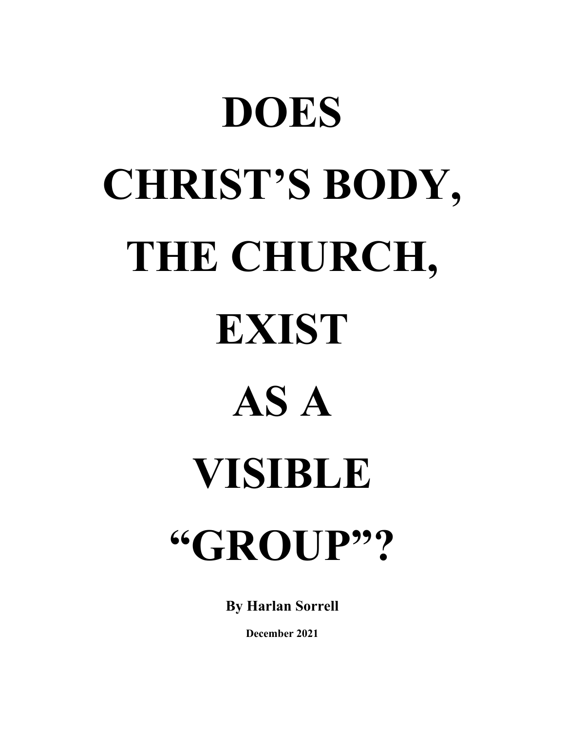# DOES CHRIST'S BODY, THE CHURCH, EXIST AS A VISIBLE "GROUP"?

**By Harlan Sorrell**

**December 2021**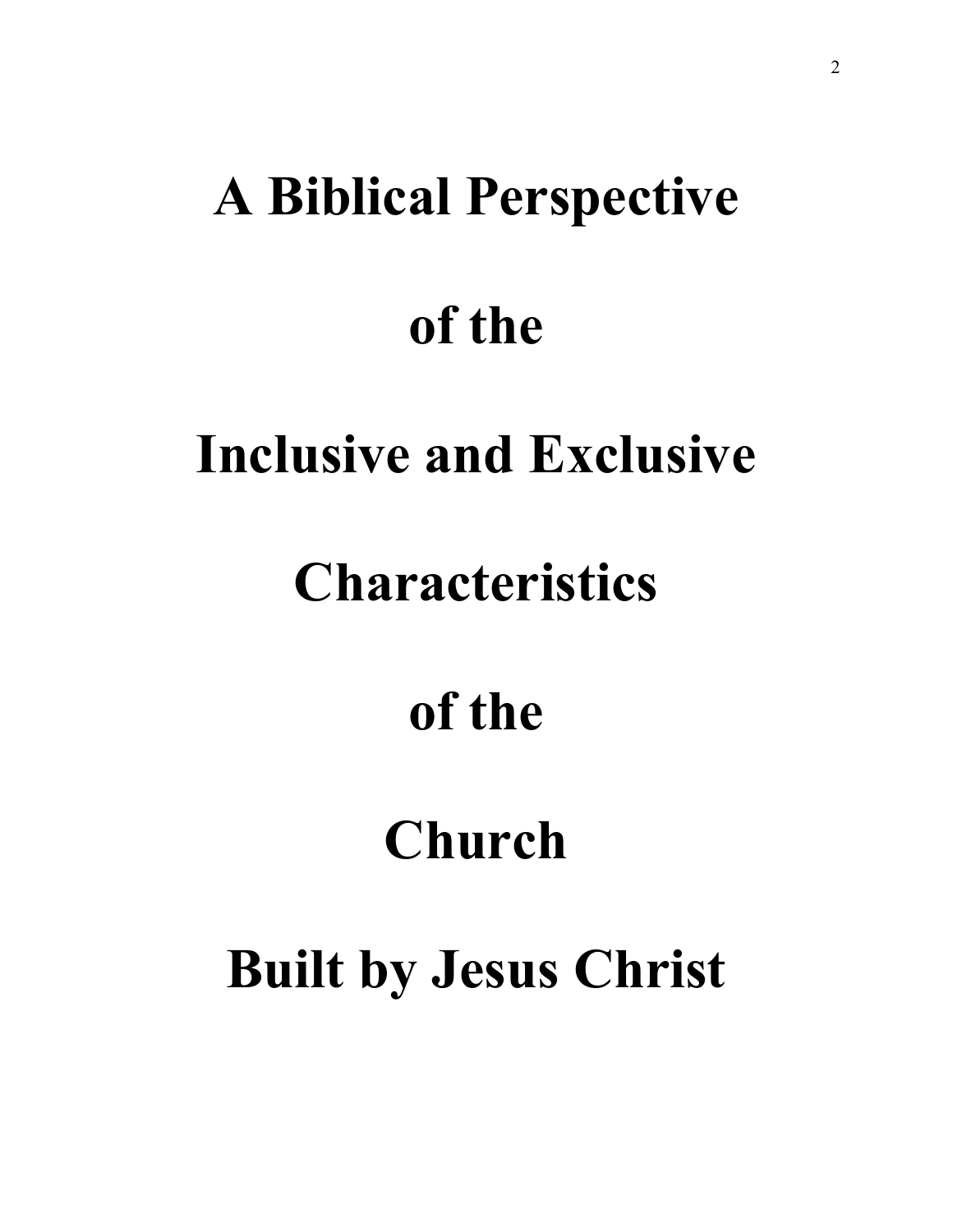# A Biblical Perspective

# of the

# Inclusive and Exclusive

# Characteristics

# of the

# Church

# Built by Jesus Christ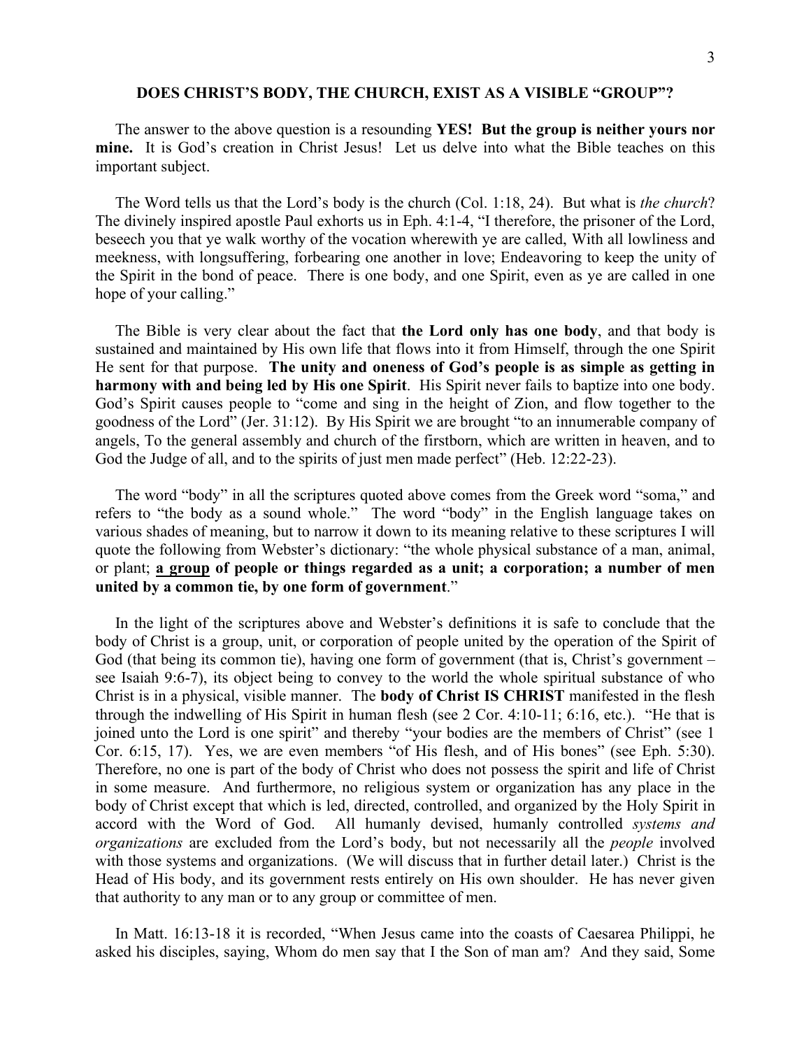## DOES CHRIST'S BODY, THE CHURCH, EXIST AS A VISIBLE "GROUP"?

The answer to the above question is a resounding **YES! But the group is neither yours nor mine.** It is God's creation in Christ Jesus! Let us delve into what the Bible teaches on this important subject.

The Word tells us that the Lord's body is the church (Col. 1:18, 24). But what is *the church*? The divinely inspired apostle Paul exhorts us in Eph. 4:1-4, "I therefore, the prisoner of the Lord, beseech you that ye walk worthy of the vocation wherewith ye are called, With all lowliness and meekness, with longsuffering, forbearing one another in love; Endeavoring to keep the unity of the Spirit in the bond of peace. There is one body, and one Spirit, even as ye are called in one hope of your calling."

The Bible is very clear about the fact that **the Lord only has one body**, and that body is sustained and maintained by His own life that flows into it from Himself, through the one Spirit He sent for that purpose. **The unity and oneness of God's people is as simple as getting in harmony with and being led by His one Spirit**. His Spirit never fails to baptize into one body. God's Spirit causes people to "come and sing in the height of Zion, and flow together to the goodness of the Lord" (Jer. 31:12). By His Spirit we are brought "to an innumerable company of angels, To the general assembly and church of the firstborn, which are written in heaven, and to God the Judge of all, and to the spirits of just men made perfect" (Heb. 12:22-23).

The word "body" in all the scriptures quoted above comes from the Greek word "soma," and refers to "the body as a sound whole." The word "body" in the English language takes on various shades of meaning, but to narrow it down to its meaning relative to these scriptures I will quote the following from Webster's dictionary: "the whole physical substance of a man, animal, or plant; <u>**a group**</u> **of people or things regarded as a unit; a corporation; a number of men united by a common tie, by one form of government**."

In the light of the scriptures above and Webster's definitions it is safe to conclude that the body of Christ is a group, unit, or corporation of people united by the operation of the Spirit of God (that being its common tie), having one form of government (that is, Christ's government – see Isaiah 9:6-7), its object being to convey to the world the whole spiritual substance of who Christ is in a physical, visible manner. The **body of Christ IS CHRIST** manifested in the flesh through the indwelling of His Spirit in human flesh (see 2 Cor. 4:10-11; 6:16, etc.). "He that is joined unto the Lord is one spirit" and thereby "your bodies are the members of Christ" (see 1 Cor. 6:15, 17). Yes, we are even members "of His flesh, and of His bones" (see Eph. 5:30). Therefore, no one is part of the body of Christ who does not possess the spirit and life of Christ in some measure. And furthermore, no religious system or organization has any place in the body of Christ except that which is led, directed, controlled, and organized by the Holy Spirit in accord with the Word of God. All humanly devised, humanly controlled *systems and organizations* are excluded from the Lord's body, but not necessarily all the *people* involved with those systems and organizations. (We will discuss that in further detail later.) Christ is the Head of His body, and its government rests entirely on His own shoulder. He has never given that authority to any man or to any group or committee of men.

In Matt. 16:13-18 it is recorded, "When Jesus came into the coasts of Caesarea Philippi, he asked his disciples, saying, Whom do men say that I the Son of man am? And they said, Some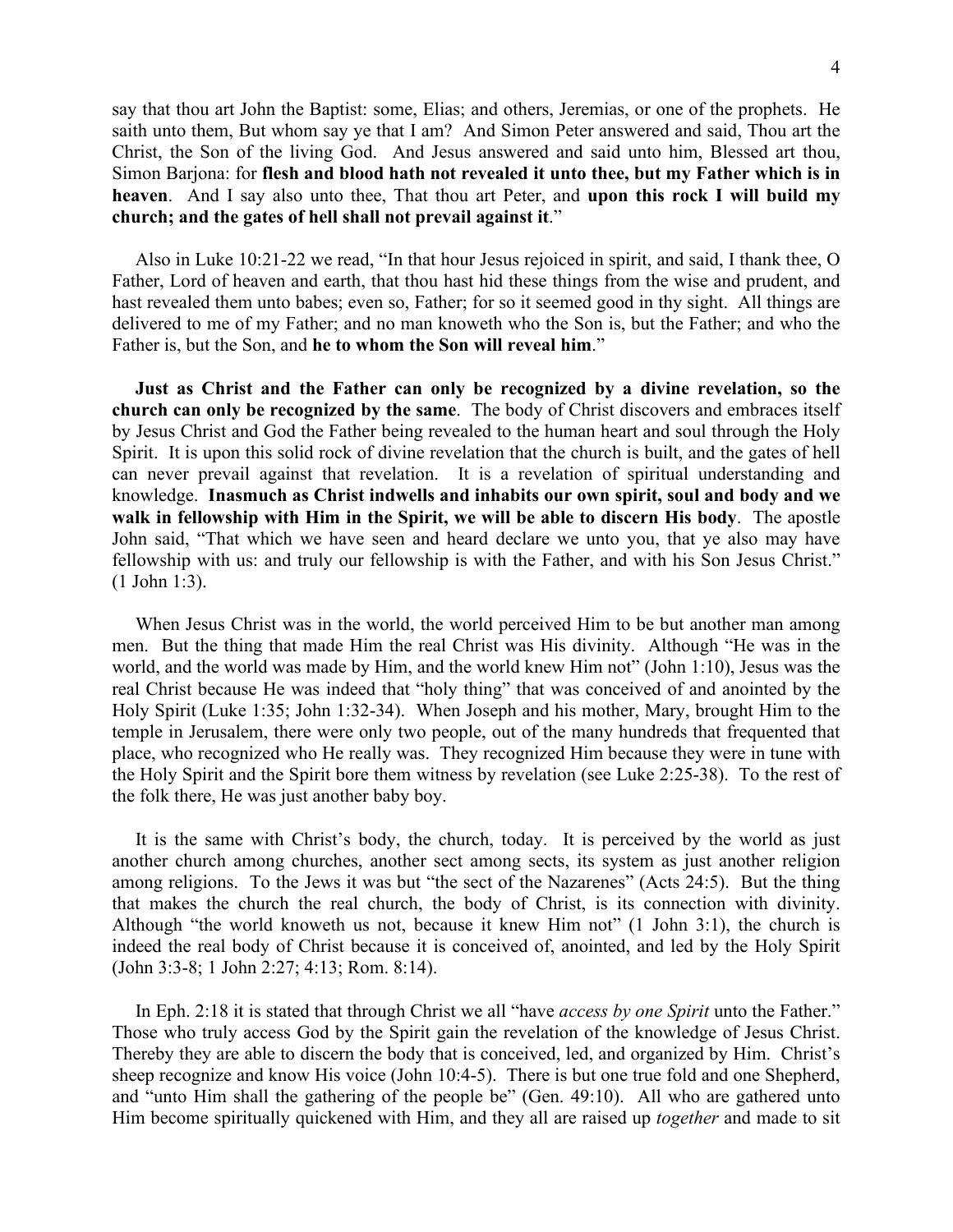say that thou art John the Baptist: some, Elias; and others, Jeremias, or one of the prophets. He saith unto them, But whom say ye that I am? And Simon Peter answered and said, Thou art the Christ, the Son of the living God. And Jesus answered and said unto him, Blessed art thou, Simon Barjona: for **flesh and blood hath not revealed it unto thee, but my Father which is in heaven**. And I say also unto thee, That thou art Peter, and **upon this rock I will build my church; and the gates of hell shall not prevail against it**."

Also in Luke 10:21-22 we read, "In that hour Jesus rejoiced in spirit, and said, I thank thee, O Father, Lord of heaven and earth, that thou hast hid these things from the wise and prudent, and hast revealed them unto babes; even so, Father; for so it seemed good in thy sight. All things are delivered to me of my Father; and no man knoweth who the Son is, but the Father; and who the Father is, but the Son, and **he to whom the Son will reveal him**."

**Just as Christ and the Father can only be recognized by a divine revelation, so the church can only be recognized by the same**. The body of Christ discovers and embraces itself by Jesus Christ and God the Father being revealed to the human heart and soul through the Holy Spirit. It is upon this solid rock of divine revelation that the church is built, and the gates of hell can never prevail against that revelation. It is a revelation of spiritual understanding and knowledge. **Inasmuch as Christ indwells and inhabits our own spirit, soul and body and we walk in fellowship with Him in the Spirit, we will be able to discern His body**. The apostle John said, "That which we have seen and heard declare we unto you, that ye also may have fellowship with us: and truly our fellowship is with the Father, and with his Son Jesus Christ." (1 John 1:3).

When Jesus Christ was in the world, the world perceived Him to be but another man among men. But the thing that made Him the real Christ was His divinity. Although "He was in the world, and the world was made by Him, and the world knew Him not" (John 1:10), Jesus was the real Christ because He was indeed that "holy thing" that was conceived of and anointed by the Holy Spirit (Luke 1:35; John 1:32-34). When Joseph and his mother, Mary, brought Him to the temple in Jerusalem, there were only two people, out of the many hundreds that frequented that place, who recognized who He really was. They recognized Him because they were in tune with the Holy Spirit and the Spirit bore them witness by revelation (see Luke 2:25-38). To the rest of the folk there, He was just another baby boy.

It is the same with Christ's body, the church, today. It is perceived by the world as just another church among churches, another sect among sects, its system as just another religion among religions. To the Jews it was but "the sect of the Nazarenes" (Acts 24:5). But the thing that makes the church the real church, the body of Christ, is its connection with divinity. Although "the world knoweth us not, because it knew Him not" (1 John 3:1), the church is indeed the real body of Christ because it is conceived of, anointed, and led by the Holy Spirit (John 3:3-8; 1 John 2:27; 4:13; Rom. 8:14).

In Eph. 2:18 it is stated that through Christ we all "have *access by one Spirit* unto the Father." Those who truly access God by the Spirit gain the revelation of the knowledge of Jesus Christ. Thereby they are able to discern the body that is conceived, led, and organized by Him. Christ's sheep recognize and know His voice (John 10:4-5). There is but one true fold and one Shepherd, and "unto Him shall the gathering of the people be" (Gen. 49:10). All who are gathered unto Him become spiritually quickened with Him, and they all are raised up *together* and made to sit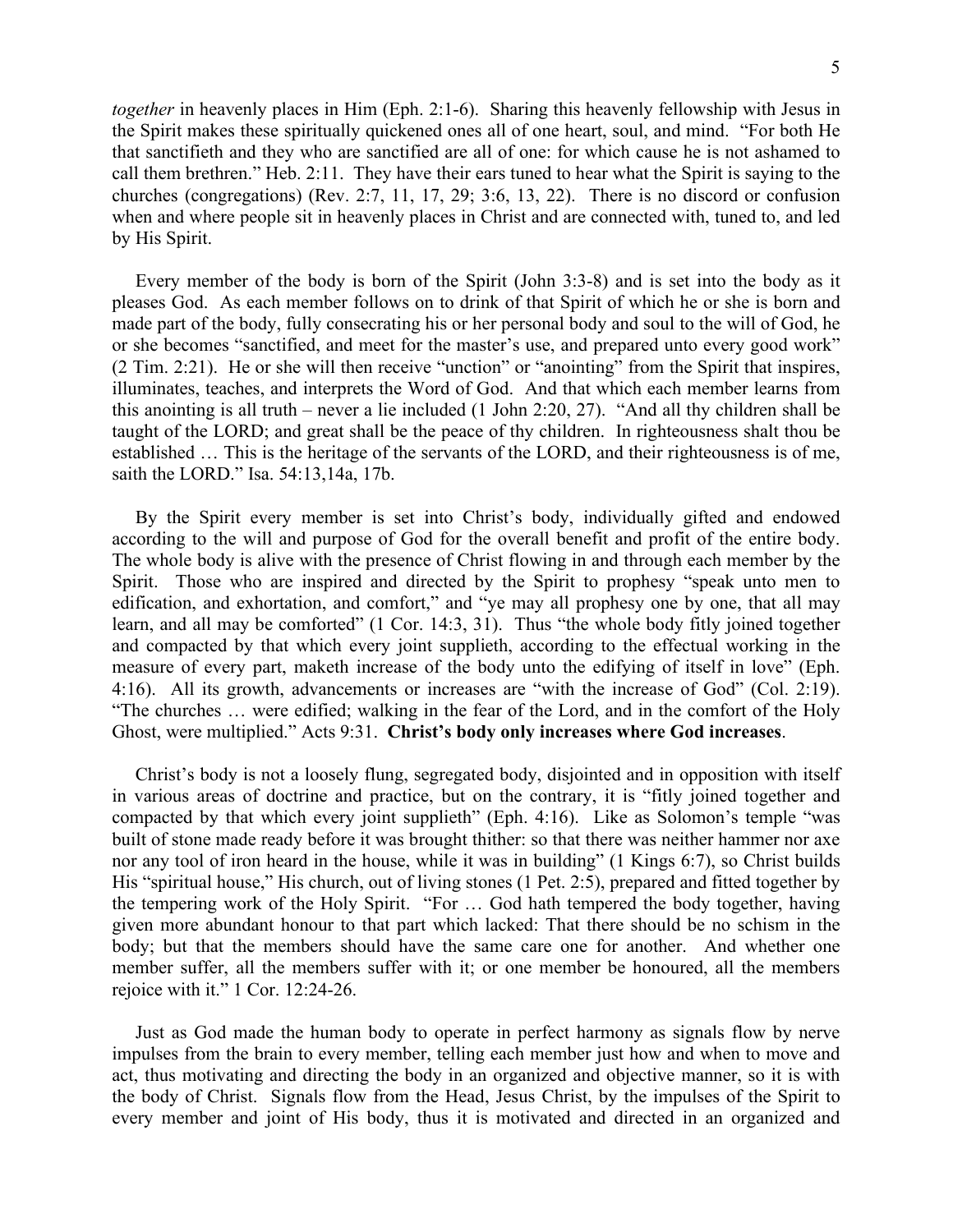*together* in heavenly places in Him (Eph. 2:1-6). Sharing this heavenly fellowship with Jesus in the Spirit makes these spiritually quickened ones all of one heart, soul, and mind. "For both He that sanctifieth and they who are sanctified are all of one: for which cause he is not ashamed to call them brethren." Heb. 2:11. They have their ears tuned to hear what the Spirit is saying to the churches (congregations) (Rev. 2:7, 11, 17, 29; 3:6, 13, 22). There is no discord or confusion when and where people sit in heavenly places in Christ and are connected with, tuned to, and led by His Spirit.

Every member of the body is born of the Spirit (John 3:3-8) and is set into the body as it pleases God. As each member follows on to drink of that Spirit of which he or she is born and made part of the body, fully consecrating his or her personal body and soul to the will of God, he or she becomes "sanctified, and meet for the master's use, and prepared unto every good work" (2 Tim. 2:21). He or she will then receive "unction" or "anointing" from the Spirit that inspires, illuminates, teaches, and interprets the Word of God. And that which each member learns from this anointing is all truth – never a lie included (1 John 2:20, 27). "And all thy children shall be taught of the LORD; and great shall be the peace of thy children. In righteousness shalt thou be established … This is the heritage of the servants of the LORD, and their righteousness is of me, saith the LORD." Isa. 54:13,14a, 17b.

By the Spirit every member is set into Christ's body, individually gifted and endowed according to the will and purpose of God for the overall benefit and profit of the entire body. The whole body is alive with the presence of Christ flowing in and through each member by the Spirit. Those who are inspired and directed by the Spirit to prophesy "speak unto men to edification, and exhortation, and comfort," and "ye may all prophesy one by one, that all may learn, and all may be comforted" (1 Cor. 14:3, 31). Thus "the whole body fitly joined together and compacted by that which every joint supplieth, according to the effectual working in the measure of every part, maketh increase of the body unto the edifying of itself in love" (Eph. 4:16). All its growth, advancements or increases are "with the increase of God" (Col. 2:19). "The churches … were edified; walking in the fear of the Lord, and in the comfort of the Holy Ghost, were multiplied." Acts 9:31. **Christ's body only increases where God increases**.

Christ's body is not a loosely flung, segregated body, disjointed and in opposition with itself in various areas of doctrine and practice, but on the contrary, it is "fitly joined together and compacted by that which every joint supplieth" (Eph. 4:16). Like as Solomon's temple "was built of stone made ready before it was brought thither: so that there was neither hammer nor axe nor any tool of iron heard in the house, while it was in building" (1 Kings 6:7), so Christ builds His "spiritual house," His church, out of living stones (1 Pet. 2:5), prepared and fitted together by the tempering work of the Holy Spirit. "For … God hath tempered the body together, having given more abundant honour to that part which lacked: That there should be no schism in the body; but that the members should have the same care one for another. And whether one member suffer, all the members suffer with it; or one member be honoured, all the members rejoice with it." 1 Cor. 12:24-26.

Just as God made the human body to operate in perfect harmony as signals flow by nerve impulses from the brain to every member, telling each member just how and when to move and act, thus motivating and directing the body in an organized and objective manner, so it is with the body of Christ. Signals flow from the Head, Jesus Christ, by the impulses of the Spirit to every member and joint of His body, thus it is motivated and directed in an organized and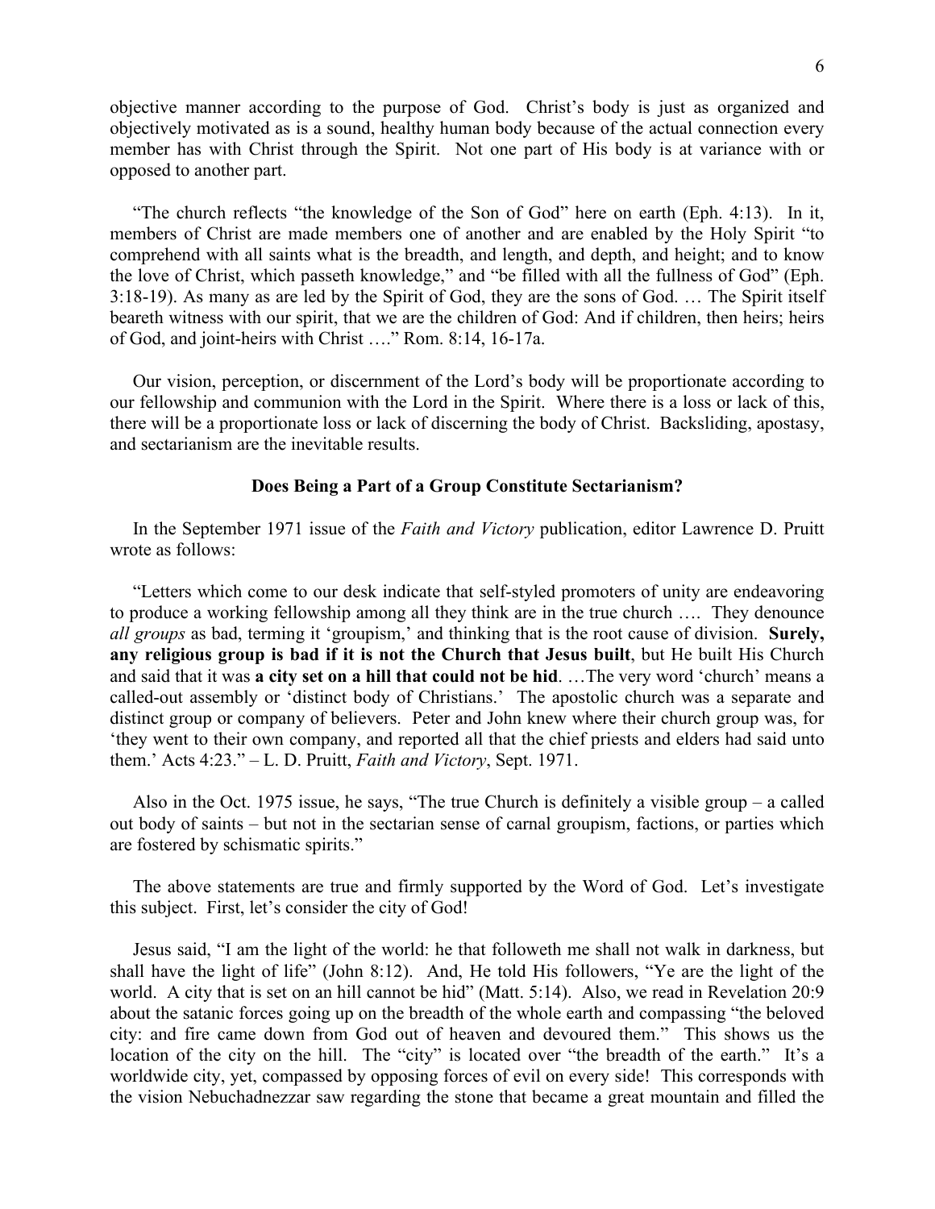objective manner according to the purpose of God. Christ's body is just as organized and objectively motivated as is a sound, healthy human body because of the actual connection every member has with Christ through the Spirit. Not one part of His body is at variance with or opposed to another part.

"The church reflects "the knowledge of the Son of God" here on earth (Eph. 4:13). In it, members of Christ are made members one of another and are enabled by the Holy Spirit "to comprehend with all saints what is the breadth, and length, and depth, and height; and to know the love of Christ, which passeth knowledge," and "be filled with all the fullness of God" (Eph. 3:18-19). As many as are led by the Spirit of God, they are the sons of God. … The Spirit itself beareth witness with our spirit, that we are the children of God: And if children, then heirs; heirs of God, and joint-heirs with Christ …." Rom. 8:14, 16-17a.

Our vision, perception, or discernment of the Lord's body will be proportionate according to our fellowship and communion with the Lord in the Spirit. Where there is a loss or lack of this, there will be a proportionate loss or lack of discerning the body of Christ. Backsliding, apostasy, and sectarianism are the inevitable results.

### Does Being a Part of a Group Constitute Sectarianism?

In the September 1971 issue of the *Faith and Victory* publication, editor Lawrence D. Pruitt wrote as follows:

"Letters which come to our desk indicate that self-styled promoters of unity are endeavoring to produce a working fellowship among all they think are in the true church …. They denounce *all groups* as bad, terming it 'groupism,' and thinking that is the root cause of division. **Surely, any religious group is bad if it is not the Church that Jesus built**, but He built His Church and said that it was **a city set on a hill that could not be hid**. …The very word 'church' means a called-out assembly or 'distinct body of Christians.' The apostolic church was a separate and distinct group or company of believers. Peter and John knew where their church group was, for 'they went to their own company, and reported all that the chief priests and elders had said unto them.' Acts 4:23." – L. D. Pruitt, *Faith and Victory*, Sept. 1971.

Also in the Oct. 1975 issue, he says, "The true Church is definitely a visible group – a called out body of saints – but not in the sectarian sense of carnal groupism, factions, or parties which are fostered by schismatic spirits."

The above statements are true and firmly supported by the Word of God. Let's investigate this subject. First, let's consider the city of God!

Jesus said, "I am the light of the world: he that followeth me shall not walk in darkness, but shall have the light of life" (John 8:12). And, He told His followers, "Ye are the light of the world. A city that is set on an hill cannot be hid" (Matt. 5:14). Also, we read in Revelation 20:9 about the satanic forces going up on the breadth of the whole earth and compassing "the beloved city: and fire came down from God out of heaven and devoured them." This shows us the location of the city on the hill. The "city" is located over "the breadth of the earth." It's a worldwide city, yet, compassed by opposing forces of evil on every side! This corresponds with the vision Nebuchadnezzar saw regarding the stone that became a great mountain and filled the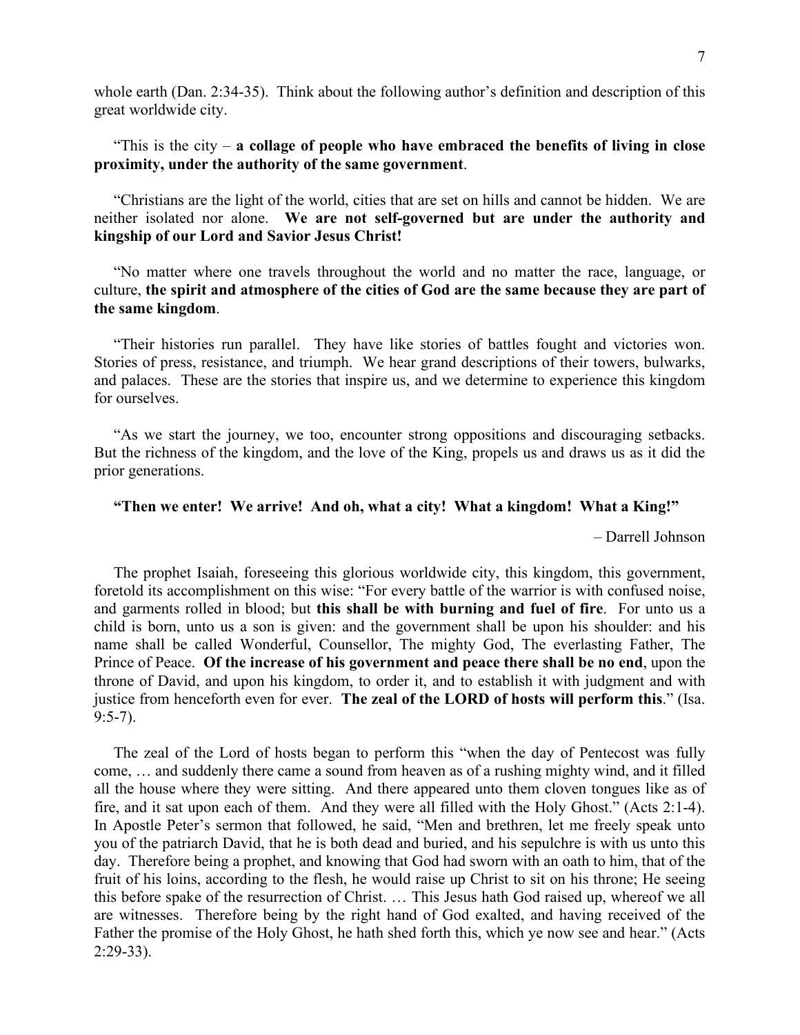whole earth (Dan. 2:34-35). Think about the following author's definition and description of this great worldwide city.

"This is the city – **a collage of people who have embraced the benefits of living in close proximity, under the authority of the same government**.

"Christians are the light of the world, cities that are set on hills and cannot be hidden. We are neither isolated nor alone. **We are not self-governed but are under the authority and kingship of our Lord and Savior Jesus Christ!**

"No matter where one travels throughout the world and no matter the race, language, or culture, **the spirit and atmosphere of the cities of God are the same because they are part of the same kingdom**.

"Their histories run parallel. They have like stories of battles fought and victories won. Stories of press, resistance, and triumph. We hear grand descriptions of their towers, bulwarks, and palaces. These are the stories that inspire us, and we determine to experience this kingdom for ourselves.

"As we start the journey, we too, encounter strong oppositions and discouraging setbacks. But the richness of the kingdom, and the love of the King, propels us and draws us as it did the prior generations.

**"Then we enter! We arrive! And oh, what a city! What a kingdom! What a King!"**

– Darrell Johnson

The prophet Isaiah, foreseeing this glorious worldwide city, this kingdom, this government, foretold its accomplishment on this wise: "For every battle of the warrior is with confused noise, and garments rolled in blood; but **this shall be with burning and fuel of fire**. For unto us a child is born, unto us a son is given: and the government shall be upon his shoulder: and his name shall be called Wonderful, Counsellor, The mighty God, The everlasting Father, The Prince of Peace. **Of the increase of his government and peace there shall be no end**, upon the throne of David, and upon his kingdom, to order it, and to establish it with judgment and with justice from henceforth even for ever. **The zeal of the LORD of hosts will perform this**." (Isa. 9:5-7).

The zeal of the Lord of hosts began to perform this "when the day of Pentecost was fully come, … and suddenly there came a sound from heaven as of a rushing mighty wind, and it filled all the house where they were sitting. And there appeared unto them cloven tongues like as of fire, and it sat upon each of them. And they were all filled with the Holy Ghost." (Acts 2:1-4). In Apostle Peter's sermon that followed, he said, "Men and brethren, let me freely speak unto you of the patriarch David, that he is both dead and buried, and his sepulchre is with us unto this day. Therefore being a prophet, and knowing that God had sworn with an oath to him, that of the fruit of his loins, according to the flesh, he would raise up Christ to sit on his throne; He seeing this before spake of the resurrection of Christ. … This Jesus hath God raised up, whereof we all are witnesses. Therefore being by the right hand of God exalted, and having received of the Father the promise of the Holy Ghost, he hath shed forth this, which ye now see and hear." (Acts 2:29-33).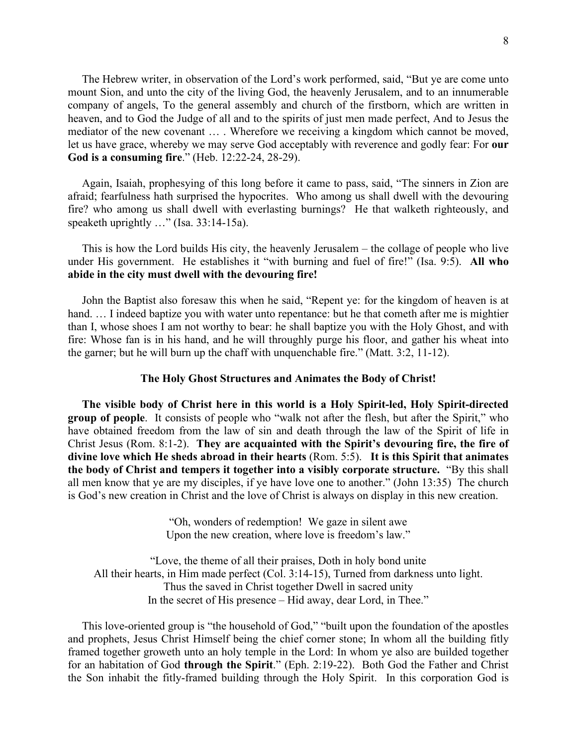The Hebrew writer, in observation of the Lord's work performed, said, "But ye are come unto mount Sion, and unto the city of the living God, the heavenly Jerusalem, and to an innumerable company of angels, To the general assembly and church of the firstborn, which are written in heaven, and to God the Judge of all and to the spirits of just men made perfect, And to Jesus the mediator of the new covenant … . Wherefore we receiving a kingdom which cannot be moved, let us have grace, whereby we may serve God acceptably with reverence and godly fear: For **our God is a consuming fire**." (Heb. 12:22-24, 28-29).

Again, Isaiah, prophesying of this long before it came to pass, said, "The sinners in Zion are afraid; fearfulness hath surprised the hypocrites. Who among us shall dwell with the devouring fire? who among us shall dwell with everlasting burnings? He that walketh righteously, and speaketh uprightly …" (Isa. 33:14-15a).

This is how the Lord builds His city, the heavenly Jerusalem – the collage of people who live under His government. He establishes it "with burning and fuel of fire!" (Isa. 9:5). **All who abide in the city must dwell with the devouring fire!**

John the Baptist also foresaw this when he said, "Repent ye: for the kingdom of heaven is at hand. … I indeed baptize you with water unto repentance: but he that cometh after me is mightier than I, whose shoes I am not worthy to bear: he shall baptize you with the Holy Ghost, and with fire: Whose fan is in his hand, and he will throughly purge his floor, and gather his wheat into the garner; but he will burn up the chaff with unquenchable fire." (Matt. 3:2, 11-12).

### The Holy Ghost Structures and Animates the Body of Christ!

**The visible body of Christ here in this world is a Holy Spirit-led, Holy Spirit-directed group of people**. It consists of people who "walk not after the flesh, but after the Spirit," who have obtained freedom from the law of sin and death through the law of the Spirit of life in Christ Jesus (Rom. 8:1-2). **They are acquainted with the Spirit's devouring fire, the fire of divine love which He sheds abroad in their hearts** (Rom. 5:5). **It is this Spirit that animates the body of Christ and tempers it together into a visibly corporate structure.** "By this shall all men know that ye are my disciples, if ye have love one to another." (John 13:35) The church is God's new creation in Christ and the love of Christ is always on display in this new creation.

"Oh, wonders of redemption! We gaze in silent awe
Upon the new creation, where love is freedom's law."

"Love, the theme of all their praises, Doth in holy bond unite
All their hearts, in Him made perfect (Col. 3:14-15), Turned from darkness unto light.
Thus the saved in Christ together Dwell in sacred unity
In the secret of His presence – Hid away, dear Lord, in Thee."

This love-oriented group is "the household of God," "built upon the foundation of the apostles and prophets, Jesus Christ Himself being the chief corner stone; In whom all the building fitly framed together groweth unto an holy temple in the Lord: In whom ye also are builded together for an habitation of God **through the Spirit**." (Eph. 2:19-22). Both God the Father and Christ the Son inhabit the fitly-framed building through the Holy Spirit. In this corporation God is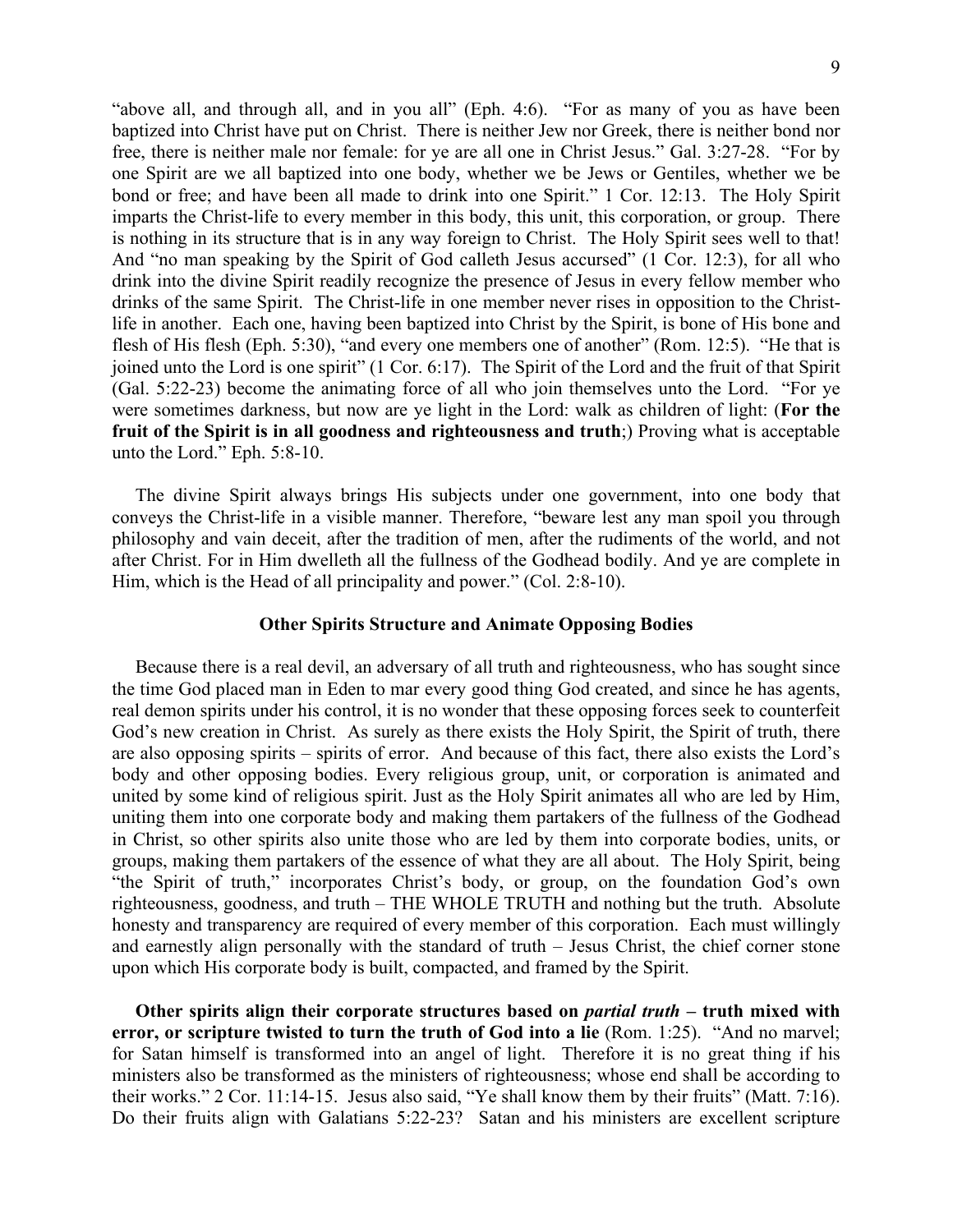"above all, and through all, and in you all" (Eph. 4:6). "For as many of you as have been baptized into Christ have put on Christ. There is neither Jew nor Greek, there is neither bond nor free, there is neither male nor female: for ye are all one in Christ Jesus." Gal. 3:27-28. "For by one Spirit are we all baptized into one body, whether we be Jews or Gentiles, whether we be bond or free; and have been all made to drink into one Spirit." 1 Cor. 12:13. The Holy Spirit imparts the Christ-life to every member in this body, this unit, this corporation, or group. There is nothing in its structure that is in any way foreign to Christ. The Holy Spirit sees well to that! And "no man speaking by the Spirit of God calleth Jesus accursed" (1 Cor. 12:3), for all who drink into the divine Spirit readily recognize the presence of Jesus in every fellow member who drinks of the same Spirit. The Christ-life in one member never rises in opposition to the Christ-life in another. Each one, having been baptized into Christ by the Spirit, is bone of His bone and flesh of His flesh (Eph. 5:30), "and every one members one of another" (Rom. 12:5). "He that is joined unto the Lord is one spirit" (1 Cor. 6:17). The Spirit of the Lord and the fruit of that Spirit (Gal. 5:22-23) become the animating force of all who join themselves unto the Lord. "For ye were sometimes darkness, but now are ye light in the Lord: walk as children of light: (**For the fruit of the Spirit is in all goodness and righteousness and truth**;) Proving what is acceptable unto the Lord." Eph. 5:8-10.

The divine Spirit always brings His subjects under one government, into one body that conveys the Christ-life in a visible manner. Therefore, "beware lest any man spoil you through philosophy and vain deceit, after the tradition of men, after the rudiments of the world, and not after Christ. For in Him dwelleth all the fullness of the Godhead bodily. And ye are complete in Him, which is the Head of all principality and power." (Col. 2:8-10).

### Other Spirits Structure and Animate Opposing Bodies

Because there is a real devil, an adversary of all truth and righteousness, who has sought since the time God placed man in Eden to mar every good thing God created, and since he has agents, real demon spirits under his control, it is no wonder that these opposing forces seek to counterfeit God's new creation in Christ. As surely as there exists the Holy Spirit, the Spirit of truth, there are also opposing spirits – spirits of error. And because of this fact, there also exists the Lord's body and other opposing bodies. Every religious group, unit, or corporation is animated and united by some kind of religious spirit. Just as the Holy Spirit animates all who are led by Him, uniting them into one corporate body and making them partakers of the fullness of the Godhead in Christ, so other spirits also unite those who are led by them into corporate bodies, units, or groups, making them partakers of the essence of what they are all about. The Holy Spirit, being "the Spirit of truth," incorporates Christ's body, or group, on the foundation God's own righteousness, goodness, and truth – THE WHOLE TRUTH and nothing but the truth. Absolute honesty and transparency are required of every member of this corporation. Each must willingly and earnestly align personally with the standard of truth – Jesus Christ, the chief corner stone upon which His corporate body is built, compacted, and framed by the Spirit.

**Other spirits align their corporate structures based on *partial truth* – truth mixed with error, or scripture twisted to turn the truth of God into a lie** (Rom. 1:25). "And no marvel; for Satan himself is transformed into an angel of light. Therefore it is no great thing if his ministers also be transformed as the ministers of righteousness; whose end shall be according to their works." 2 Cor. 11:14-15. Jesus also said, "Ye shall know them by their fruits" (Matt. 7:16). Do their fruits align with Galatians 5:22-23? Satan and his ministers are excellent scripture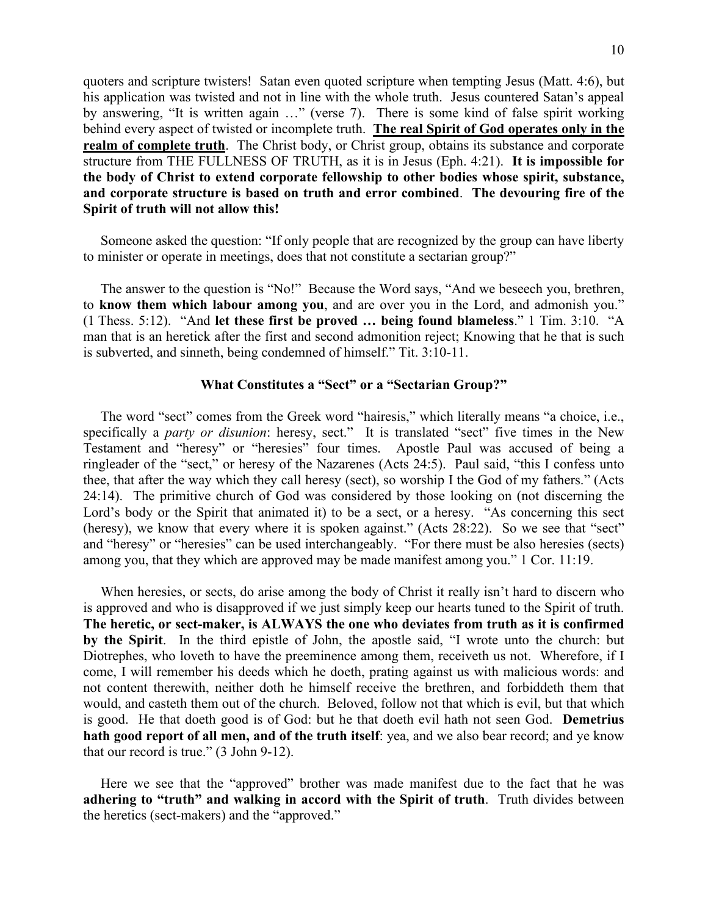quoters and scripture twisters! Satan even quoted scripture when tempting Jesus (Matt. 4:6), but his application was twisted and not in line with the whole truth. Jesus countered Satan's appeal by answering, "It is written again …" (verse 7). There is some kind of false spirit working behind every aspect of twisted or incomplete truth. **The real Spirit of God operates only in the realm of complete truth**. The Christ body, or Christ group, obtains its substance and corporate structure from THE FULLNESS OF TRUTH, as it is in Jesus (Eph. 4:21). **It is impossible for the body of Christ to extend corporate fellowship to other bodies whose spirit, substance, and corporate structure is based on truth and error combined**. **The devouring fire of the Spirit of truth will not allow this!**

Someone asked the question: "If only people that are recognized by the group can have liberty to minister or operate in meetings, does that not constitute a sectarian group?"

The answer to the question is "No!" Because the Word says, "And we beseech you, brethren, to **know them which labour among you**, and are over you in the Lord, and admonish you." (1 Thess. 5:12). "And **let these first be proved … being found blameless**." 1 Tim. 3:10. "A man that is an heretick after the first and second admonition reject; Knowing that he that is such is subverted, and sinneth, being condemned of himself." Tit. 3:10-11.

### What Constitutes a "Sect" or a "Sectarian Group?"

The word "sect" comes from the Greek word "hairesis," which literally means "a choice, i.e., specifically a *party or disunion*: heresy, sect." It is translated "sect" five times in the New Testament and "heresy" or "heresies" four times. Apostle Paul was accused of being a ringleader of the "sect," or heresy of the Nazarenes (Acts 24:5). Paul said, "this I confess unto thee, that after the way which they call heresy (sect), so worship I the God of my fathers." (Acts 24:14). The primitive church of God was considered by those looking on (not discerning the Lord's body or the Spirit that animated it) to be a sect, or a heresy. "As concerning this sect (heresy), we know that every where it is spoken against." (Acts 28:22). So we see that "sect" and "heresy" or "heresies" can be used interchangeably. "For there must be also heresies (sects) among you, that they which are approved may be made manifest among you." 1 Cor. 11:19.

When heresies, or sects, do arise among the body of Christ it really isn't hard to discern who is approved and who is disapproved if we just simply keep our hearts tuned to the Spirit of truth. **The heretic, or sect-maker, is ALWAYS the one who deviates from truth as it is confirmed by the Spirit**. In the third epistle of John, the apostle said, "I wrote unto the church: but Diotrephes, who loveth to have the preeminence among them, receiveth us not. Wherefore, if I come, I will remember his deeds which he doeth, prating against us with malicious words: and not content therewith, neither doth he himself receive the brethren, and forbiddeth them that would, and casteth them out of the church. Beloved, follow not that which is evil, but that which is good. He that doeth good is of God: but he that doeth evil hath not seen God. **Demetrius hath good report of all men, and of the truth itself**: yea, and we also bear record; and ye know that our record is true." (3 John 9-12).

Here we see that the "approved" brother was made manifest due to the fact that he was **adhering to "truth" and walking in accord with the Spirit of truth**. Truth divides between the heretics (sect-makers) and the "approved."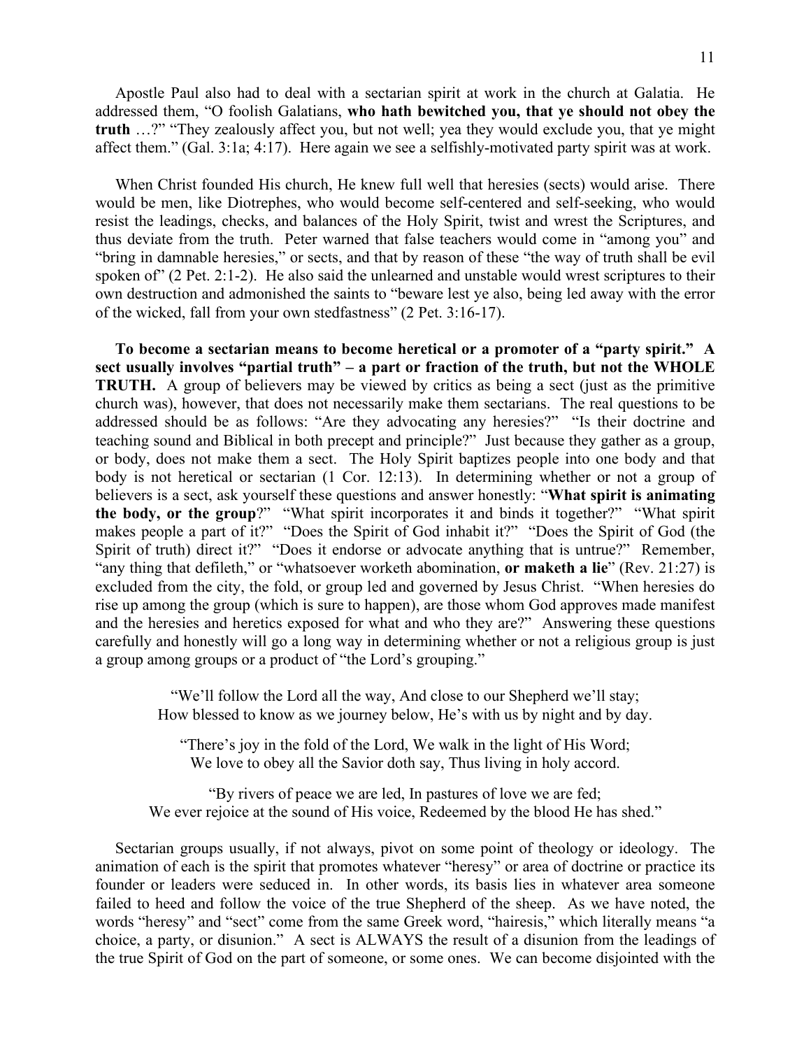Apostle Paul also had to deal with a sectarian spirit at work in the church at Galatia. He addressed them, "O foolish Galatians, **who hath bewitched you, that ye should not obey the truth** …?" "They zealously affect you, but not well; yea they would exclude you, that ye might affect them." (Gal. 3:1a; 4:17). Here again we see a selfishly-motivated party spirit was at work.

When Christ founded His church, He knew full well that heresies (sects) would arise. There would be men, like Diotrephes, who would become self-centered and self-seeking, who would resist the leadings, checks, and balances of the Holy Spirit, twist and wrest the Scriptures, and thus deviate from the truth. Peter warned that false teachers would come in "among you" and "bring in damnable heresies," or sects, and that by reason of these "the way of truth shall be evil spoken of" (2 Pet. 2:1-2). He also said the unlearned and unstable would wrest scriptures to their own destruction and admonished the saints to "beware lest ye also, being led away with the error of the wicked, fall from your own stedfastness" (2 Pet. 3:16-17).

**To become a sectarian means to become heretical or a promoter of a "party spirit." A sect usually involves "partial truth" – a part or fraction of the truth, but not the WHOLE TRUTH.** A group of believers may be viewed by critics as being a sect (just as the primitive church was), however, that does not necessarily make them sectarians. The real questions to be addressed should be as follows: "Are they advocating any heresies?" "Is their doctrine and teaching sound and Biblical in both precept and principle?" Just because they gather as a group, or body, does not make them a sect. The Holy Spirit baptizes people into one body and that body is not heretical or sectarian (1 Cor. 12:13). In determining whether or not a group of believers is a sect, ask yourself these questions and answer honestly: "**What spirit is animating the body, or the group**?" "What spirit incorporates it and binds it together?" "What spirit makes people a part of it?" "Does the Spirit of God inhabit it?" "Does the Spirit of God (the Spirit of truth) direct it?" "Does it endorse or advocate anything that is untrue?" Remember, "any thing that defileth," or "whatsoever worketh abomination, **or maketh a lie**" (Rev. 21:27) is excluded from the city, the fold, or group led and governed by Jesus Christ. "When heresies do rise up among the group (which is sure to happen), are those whom God approves made manifest and the heresies and heretics exposed for what and who they are?" Answering these questions carefully and honestly will go a long way in determining whether or not a religious group is just a group among groups or a product of "the Lord's grouping."

> "We'll follow the Lord all the way, And close to our Shepherd we'll stay;
> How blessed to know as we journey below, He's with us by night and by day.
>
> "There's joy in the fold of the Lord, We walk in the light of His Word;
> We love to obey all the Savior doth say, Thus living in holy accord.
>
> "By rivers of peace we are led, In pastures of love we are fed;
> We ever rejoice at the sound of His voice, Redeemed by the blood He has shed."

Sectarian groups usually, if not always, pivot on some point of theology or ideology. The animation of each is the spirit that promotes whatever "heresy" or area of doctrine or practice its founder or leaders were seduced in. In other words, its basis lies in whatever area someone failed to heed and follow the voice of the true Shepherd of the sheep. As we have noted, the words "heresy" and "sect" come from the same Greek word, "hairesis," which literally means "a choice, a party, or disunion." A sect is ALWAYS the result of a disunion from the leadings of the true Spirit of God on the part of someone, or some ones. We can become disjointed with the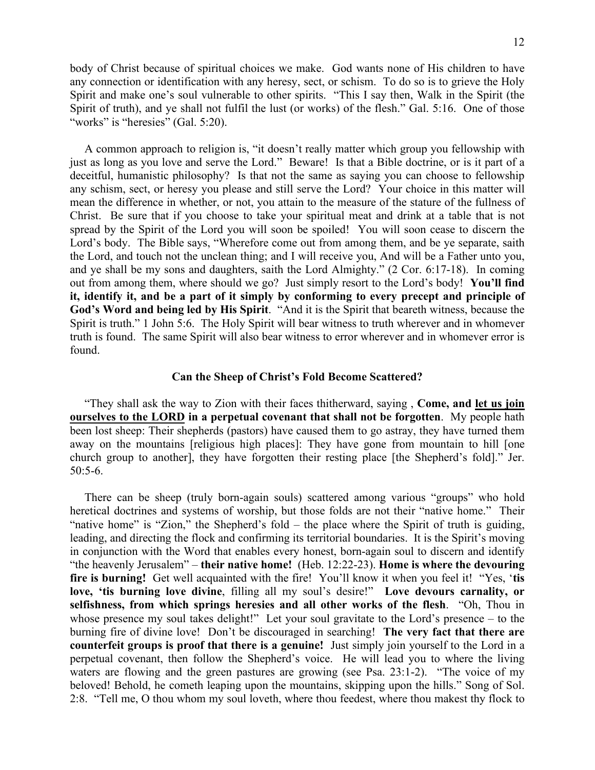body of Christ because of spiritual choices we make. God wants none of His children to have any connection or identification with any heresy, sect, or schism. To do so is to grieve the Holy Spirit and make one's soul vulnerable to other spirits. "This I say then, Walk in the Spirit (the Spirit of truth), and ye shall not fulfil the lust (or works) of the flesh." Gal. 5:16. One of those "works" is "heresies" (Gal. 5:20).

A common approach to religion is, "it doesn't really matter which group you fellowship with just as long as you love and serve the Lord." Beware! Is that a Bible doctrine, or is it part of a deceitful, humanistic philosophy? Is that not the same as saying you can choose to fellowship any schism, sect, or heresy you please and still serve the Lord? Your choice in this matter will mean the difference in whether, or not, you attain to the measure of the stature of the fullness of Christ. Be sure that if you choose to take your spiritual meat and drink at a table that is not spread by the Spirit of the Lord you will soon be spoiled! You will soon cease to discern the Lord's body. The Bible says, "Wherefore come out from among them, and be ye separate, saith the Lord, and touch not the unclean thing; and I will receive you, And will be a Father unto you, and ye shall be my sons and daughters, saith the Lord Almighty." (2 Cor. 6:17-18). In coming out from among them, where should we go? Just simply resort to the Lord's body! **You'll find it, identify it, and be a part of it simply by conforming to every precept and principle of God's Word and being led by His Spirit**. "And it is the Spirit that beareth witness, because the Spirit is truth." 1 John 5:6. The Holy Spirit will bear witness to truth wherever and in whomever truth is found. The same Spirit will also bear witness to error wherever and in whomever error is found.

### Can the Sheep of Christ's Fold Become Scattered?

"They shall ask the way to Zion with their faces thitherward, saying , **Come, and <u>let us join ourselves to the LORD</u> in a perpetual covenant that shall not be forgotten**. My people hath been lost sheep: Their shepherds (pastors) have caused them to go astray, they have turned them away on the mountains [religious high places]: They have gone from mountain to hill [one church group to another], they have forgotten their resting place [the Shepherd's fold]." Jer. 50:5-6.

There can be sheep (truly born-again souls) scattered among various "groups" who hold heretical doctrines and systems of worship, but those folds are not their "native home." Their "native home" is "Zion," the Shepherd's fold – the place where the Spirit of truth is guiding, leading, and directing the flock and confirming its territorial boundaries. It is the Spirit's moving in conjunction with the Word that enables every honest, born-again soul to discern and identify "the heavenly Jerusalem" – **their native home!** (Heb. 12:22-23). **Home is where the devouring fire is burning!** Get well acquainted with the fire! You'll know it when you feel it! "Yes, '**tis love, 'tis burning love divine**, filling all my soul's desire!" **Love devours carnality, or selfishness, from which springs heresies and all other works of the flesh**. "Oh, Thou in whose presence my soul takes delight!" Let your soul gravitate to the Lord's presence – to the burning fire of divine love! Don't be discouraged in searching! **The very fact that there are counterfeit groups is proof that there is a genuine!** Just simply join yourself to the Lord in a perpetual covenant, then follow the Shepherd's voice. He will lead you to where the living waters are flowing and the green pastures are growing (see Psa. 23:1-2). "The voice of my beloved! Behold, he cometh leaping upon the mountains, skipping upon the hills." Song of Sol. 2:8. "Tell me, O thou whom my soul loveth, where thou feedest, where thou makest thy flock to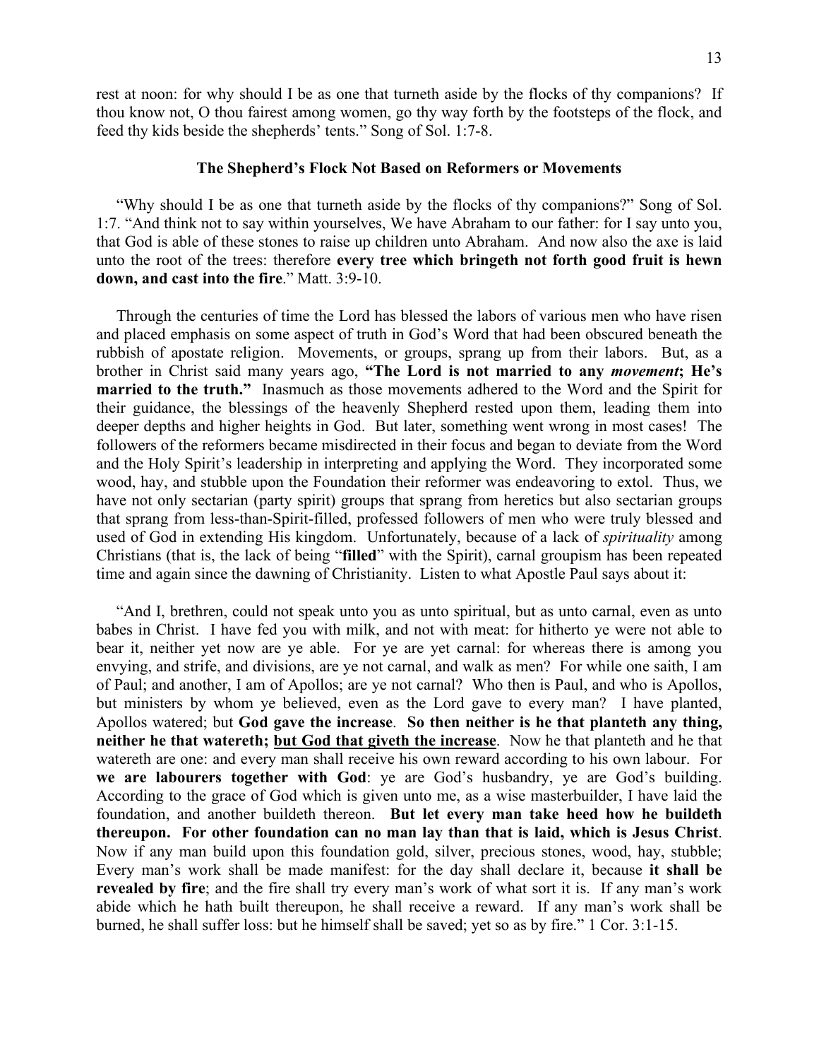rest at noon: for why should I be as one that turneth aside by the flocks of thy companions? If thou know not, O thou fairest among women, go thy way forth by the footsteps of the flock, and feed thy kids beside the shepherds' tents." Song of Sol. 1:7-8.

### The Shepherd's Flock Not Based on Reformers or Movements

"Why should I be as one that turneth aside by the flocks of thy companions?" Song of Sol. 1:7. "And think not to say within yourselves, We have Abraham to our father: for I say unto you, that God is able of these stones to raise up children unto Abraham. And now also the axe is laid unto the root of the trees: therefore **every tree which bringeth not forth good fruit is hewn down, and cast into the fire**." Matt. 3:9-10.

Through the centuries of time the Lord has blessed the labors of various men who have risen and placed emphasis on some aspect of truth in God's Word that had been obscured beneath the rubbish of apostate religion. Movements, or groups, sprang up from their labors. But, as a brother in Christ said many years ago, **"The Lord is not married to any *movement*; He's married to the truth."** Inasmuch as those movements adhered to the Word and the Spirit for their guidance, the blessings of the heavenly Shepherd rested upon them, leading them into deeper depths and higher heights in God. But later, something went wrong in most cases! The followers of the reformers became misdirected in their focus and began to deviate from the Word and the Holy Spirit's leadership in interpreting and applying the Word. They incorporated some wood, hay, and stubble upon the Foundation their reformer was endeavoring to extol. Thus, we have not only sectarian (party spirit) groups that sprang from heretics but also sectarian groups that sprang from less-than-Spirit-filled, professed followers of men who were truly blessed and used of God in extending His kingdom. Unfortunately, because of a lack of *spirituality* among Christians (that is, the lack of being "**filled**" with the Spirit), carnal groupism has been repeated time and again since the dawning of Christianity. Listen to what Apostle Paul says about it:

"And I, brethren, could not speak unto you as unto spiritual, but as unto carnal, even as unto babes in Christ. I have fed you with milk, and not with meat: for hitherto ye were not able to bear it, neither yet now are ye able. For ye are yet carnal: for whereas there is among you envying, and strife, and divisions, are ye not carnal, and walk as men? For while one saith, I am of Paul; and another, I am of Apollos; are ye not carnal? Who then is Paul, and who is Apollos, but ministers by whom ye believed, even as the Lord gave to every man? I have planted, Apollos watered; but **God gave the increase**. **So then neither is he that planteth any thing, neither he that watereth; <u>but God that giveth the increase</u>**. Now he that planteth and he that watereth are one: and every man shall receive his own reward according to his own labour. For **we are labourers together with God**: ye are God's husbandry, ye are God's building. According to the grace of God which is given unto me, as a wise masterbuilder, I have laid the foundation, and another buildeth thereon. **But let every man take heed how he buildeth thereupon. For other foundation can no man lay than that is laid, which is Jesus Christ**. Now if any man build upon this foundation gold, silver, precious stones, wood, hay, stubble; Every man's work shall be made manifest: for the day shall declare it, because **it shall be revealed by fire**; and the fire shall try every man's work of what sort it is. If any man's work abide which he hath built thereupon, he shall receive a reward. If any man's work shall be burned, he shall suffer loss: but he himself shall be saved; yet so as by fire." 1 Cor. 3:1-15.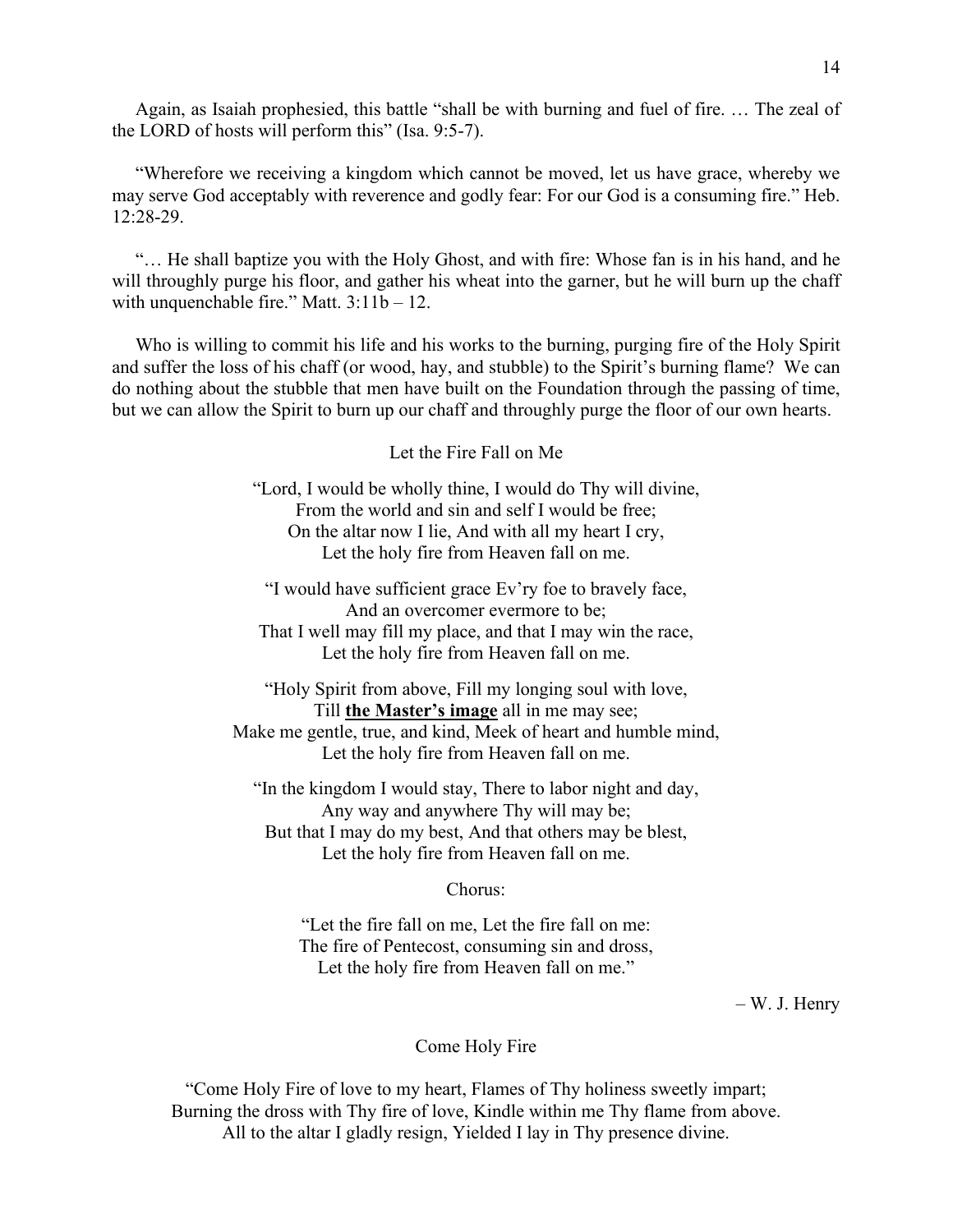Again, as Isaiah prophesied, this battle “shall be with burning and fuel of fire. … The zeal of the LORD of hosts will perform this” (Isa. 9:5-7).

“Wherefore we receiving a kingdom which cannot be moved, let us have grace, whereby we may serve God acceptably with reverence and godly fear: For our God is a consuming fire.” Heb. 12:28-29.

“… He shall baptize you with the Holy Ghost, and with fire: Whose fan is in his hand, and he will throughly purge his floor, and gather his wheat into the garner, but he will burn up the chaff with unquenchable fire.” Matt. 3:11b – 12.

Who is willing to commit his life and his works to the burning, purging fire of the Holy Spirit and suffer the loss of his chaff (or wood, hay, and stubble) to the Spirit’s burning flame? We can do nothing about the stubble that men have built on the Foundation through the passing of time, but we can allow the Spirit to burn up our chaff and throughly purge the floor of our own hearts.

Let the Fire Fall on Me

“Lord, I would be wholly thine, I would do Thy will divine,
From the world and sin and self I would be free;
On the altar now I lie, And with all my heart I cry,
Let the holy fire from Heaven fall on me.

“I would have sufficient grace Ev’ry foe to bravely face,
And an overcomer evermore to be;
That I well may fill my place, and that I may win the race,
Let the holy fire from Heaven fall on me.

“Holy Spirit from above, Fill my longing soul with love,
Till **the Master’s image** all in me may see;
Make me gentle, true, and kind, Meek of heart and humble mind,
Let the holy fire from Heaven fall on me.

“In the kingdom I would stay, There to labor night and day,
Any way and anywhere Thy will may be;
But that I may do my best, And that others may be blest,
Let the holy fire from Heaven fall on me.

Chorus:

“Let the fire fall on me, Let the fire fall on me:
The fire of Pentecost, consuming sin and dross,
Let the holy fire from Heaven fall on me.”

– W. J. Henry

Come Holy Fire

“Come Holy Fire of love to my heart, Flames of Thy holiness sweetly impart;
Burning the dross with Thy fire of love, Kindle within me Thy flame from above.
All to the altar I gladly resign, Yielded I lay in Thy presence divine.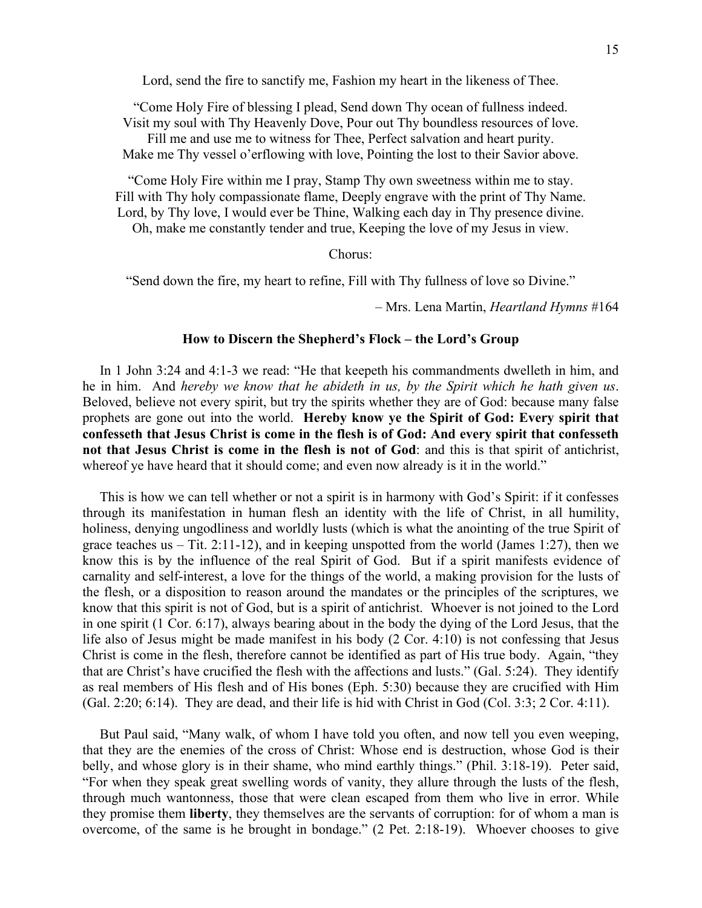Lord, send the fire to sanctify me, Fashion my heart in the likeness of Thee.

"Come Holy Fire of blessing I plead, Send down Thy ocean of fullness indeed.
Visit my soul with Thy Heavenly Dove, Pour out Thy boundless resources of love.
Fill me and use me to witness for Thee, Perfect salvation and heart purity.
Make me Thy vessel o'erflowing with love, Pointing the lost to their Savior above.

"Come Holy Fire within me I pray, Stamp Thy own sweetness within me to stay.
Fill with Thy holy compassionate flame, Deeply engrave with the print of Thy Name.
Lord, by Thy love, I would ever be Thine, Walking each day in Thy presence divine.
Oh, make me constantly tender and true, Keeping the love of my Jesus in view.

Chorus:

"Send down the fire, my heart to refine, Fill with Thy fullness of love so Divine."

– Mrs. Lena Martin, *Heartland Hymns* #164

### How to Discern the Shepherd's Flock – the Lord's Group

In 1 John 3:24 and 4:1-3 we read: "He that keepeth his commandments dwelleth in him, and he in him. And *hereby we know that he abideth in us, by the Spirit which he hath given us*. Beloved, believe not every spirit, but try the spirits whether they are of God: because many false prophets are gone out into the world. **Hereby know ye the Spirit of God: Every spirit that confesseth that Jesus Christ is come in the flesh is of God: And every spirit that confesseth not that Jesus Christ is come in the flesh is not of God**: and this is that spirit of antichrist, whereof ye have heard that it should come; and even now already is it in the world."

This is how we can tell whether or not a spirit is in harmony with God's Spirit: if it confesses through its manifestation in human flesh an identity with the life of Christ, in all humility, holiness, denying ungodliness and worldly lusts (which is what the anointing of the true Spirit of grace teaches us – Tit. 2:11-12), and in keeping unspotted from the world (James 1:27), then we know this is by the influence of the real Spirit of God. But if a spirit manifests evidence of carnality and self-interest, a love for the things of the world, a making provision for the lusts of the flesh, or a disposition to reason around the mandates or the principles of the scriptures, we know that this spirit is not of God, but is a spirit of antichrist. Whoever is not joined to the Lord in one spirit (1 Cor. 6:17), always bearing about in the body the dying of the Lord Jesus, that the life also of Jesus might be made manifest in his body (2 Cor. 4:10) is not confessing that Jesus Christ is come in the flesh, therefore cannot be identified as part of His true body. Again, "they that are Christ's have crucified the flesh with the affections and lusts." (Gal. 5:24). They identify as real members of His flesh and of His bones (Eph. 5:30) because they are crucified with Him (Gal. 2:20; 6:14). They are dead, and their life is hid with Christ in God (Col. 3:3; 2 Cor. 4:11).

But Paul said, "Many walk, of whom I have told you often, and now tell you even weeping, that they are the enemies of the cross of Christ: Whose end is destruction, whose God is their belly, and whose glory is in their shame, who mind earthly things." (Phil. 3:18-19). Peter said, "For when they speak great swelling words of vanity, they allure through the lusts of the flesh, through much wantonness, those that were clean escaped from them who live in error. While they promise them **liberty**, they themselves are the servants of corruption: for of whom a man is overcome, of the same is he brought in bondage." (2 Pet. 2:18-19). Whoever chooses to give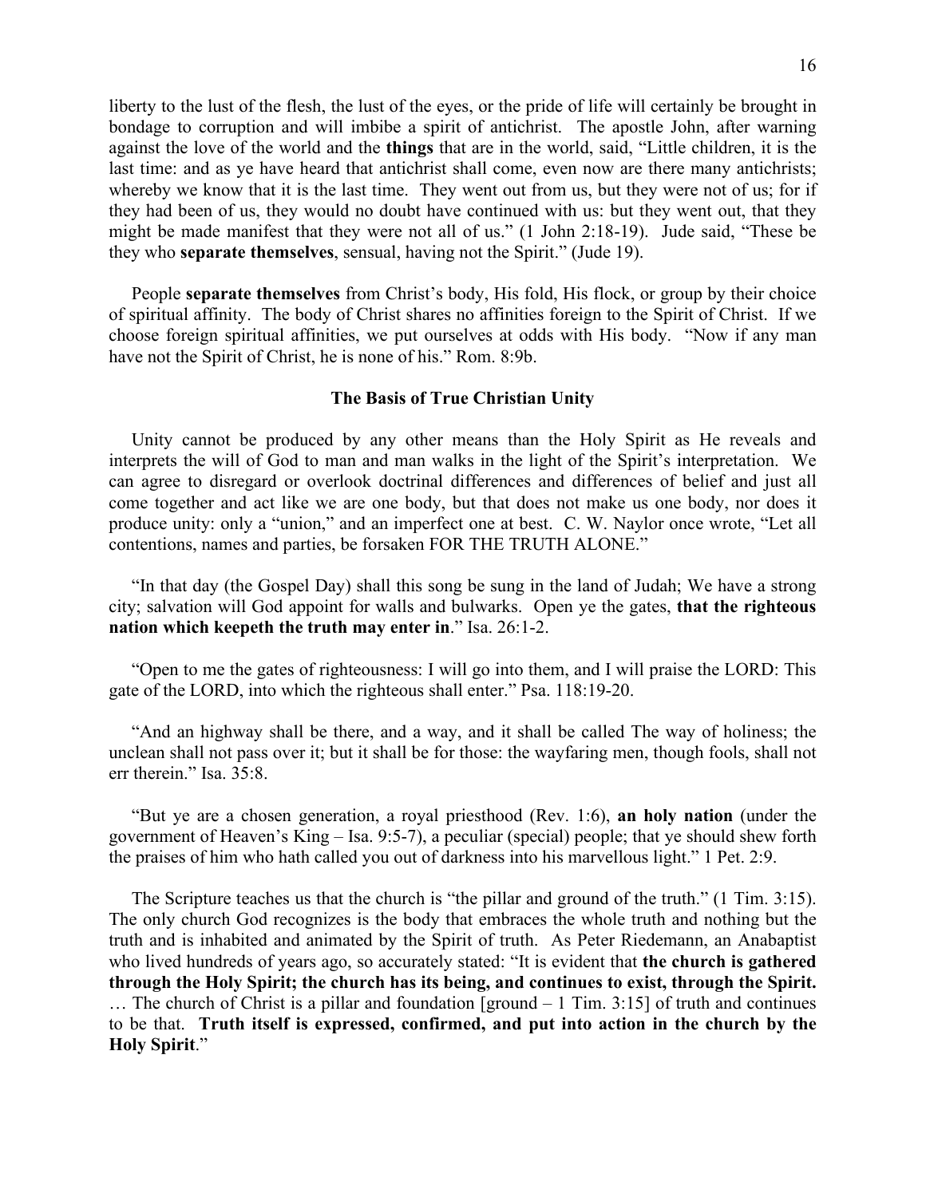liberty to the lust of the flesh, the lust of the eyes, or the pride of life will certainly be brought in bondage to corruption and will imbibe a spirit of antichrist. The apostle John, after warning against the love of the world and the **things** that are in the world, said, "Little children, it is the last time: and as ye have heard that antichrist shall come, even now are there many antichrists; whereby we know that it is the last time. They went out from us, but they were not of us; for if they had been of us, they would no doubt have continued with us: but they went out, that they might be made manifest that they were not all of us." (1 John 2:18-19). Jude said, "These be they who **separate themselves**, sensual, having not the Spirit." (Jude 19).

People **separate themselves** from Christ's body, His fold, His flock, or group by their choice of spiritual affinity. The body of Christ shares no affinities foreign to the Spirit of Christ. If we choose foreign spiritual affinities, we put ourselves at odds with His body. "Now if any man have not the Spirit of Christ, he is none of his." Rom. 8:9b.

### The Basis of True Christian Unity

Unity cannot be produced by any other means than the Holy Spirit as He reveals and interprets the will of God to man and man walks in the light of the Spirit's interpretation. We can agree to disregard or overlook doctrinal differences and differences of belief and just all come together and act like we are one body, but that does not make us one body, nor does it produce unity: only a "union," and an imperfect one at best. C. W. Naylor once wrote, "Let all contentions, names and parties, be forsaken FOR THE TRUTH ALONE."

"In that day (the Gospel Day) shall this song be sung in the land of Judah; We have a strong city; salvation will God appoint for walls and bulwarks. Open ye the gates, **that the righteous nation which keepeth the truth may enter in**." Isa. 26:1-2.

"Open to me the gates of righteousness: I will go into them, and I will praise the LORD: This gate of the LORD, into which the righteous shall enter." Psa. 118:19-20.

"And an highway shall be there, and a way, and it shall be called The way of holiness; the unclean shall not pass over it; but it shall be for those: the wayfaring men, though fools, shall not err therein." Isa. 35:8.

"But ye are a chosen generation, a royal priesthood (Rev. 1:6), **an holy nation** (under the government of Heaven's King – Isa. 9:5-7), a peculiar (special) people; that ye should shew forth the praises of him who hath called you out of darkness into his marvellous light." 1 Pet. 2:9.

The Scripture teaches us that the church is "the pillar and ground of the truth." (1 Tim. 3:15). The only church God recognizes is the body that embraces the whole truth and nothing but the truth and is inhabited and animated by the Spirit of truth. As Peter Riedemann, an Anabaptist who lived hundreds of years ago, so accurately stated: "It is evident that **the church is gathered through the Holy Spirit; the church has its being, and continues to exist, through the Spirit.** … The church of Christ is a pillar and foundation [ground – 1 Tim. 3:15] of truth and continues to be that. **Truth itself is expressed, confirmed, and put into action in the church by the Holy Spirit**."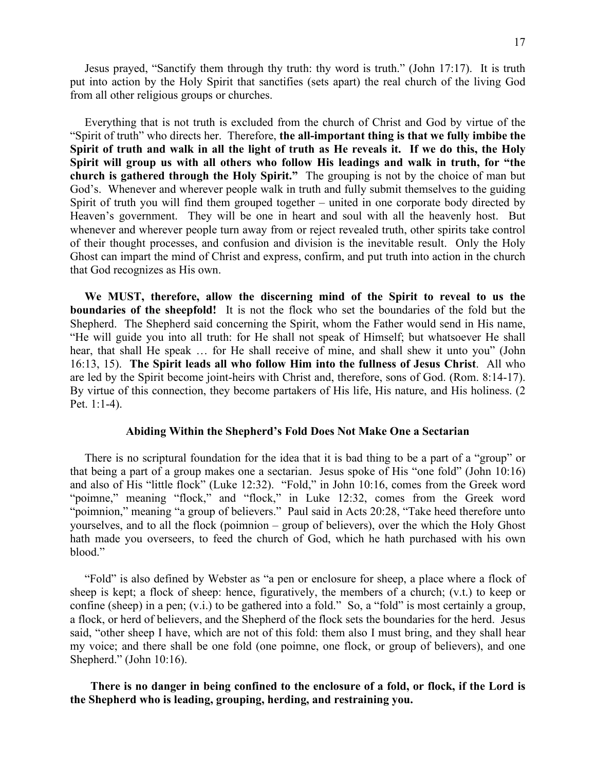Jesus prayed, "Sanctify them through thy truth: thy word is truth." (John 17:17). It is truth put into action by the Holy Spirit that sanctifies (sets apart) the real church of the living God from all other religious groups or churches.

Everything that is not truth is excluded from the church of Christ and God by virtue of the "Spirit of truth" who directs her. Therefore, **the all-important thing is that we fully imbibe the Spirit of truth and walk in all the light of truth as He reveals it. If we do this, the Holy Spirit will group us with all others who follow His leadings and walk in truth, for "the church is gathered through the Holy Spirit."** The grouping is not by the choice of man but God's. Whenever and wherever people walk in truth and fully submit themselves to the guiding Spirit of truth you will find them grouped together – united in one corporate body directed by Heaven's government. They will be one in heart and soul with all the heavenly host. But whenever and wherever people turn away from or reject revealed truth, other spirits take control of their thought processes, and confusion and division is the inevitable result. Only the Holy Ghost can impart the mind of Christ and express, confirm, and put truth into action in the church that God recognizes as His own.

**We MUST, therefore, allow the discerning mind of the Spirit to reveal to us the boundaries of the sheepfold!** It is not the flock who set the boundaries of the fold but the Shepherd. The Shepherd said concerning the Spirit, whom the Father would send in His name, "He will guide you into all truth: for He shall not speak of Himself; but whatsoever He shall hear, that shall He speak … for He shall receive of mine, and shall shew it unto you" (John 16:13, 15). **The Spirit leads all who follow Him into the fullness of Jesus Christ**. All who are led by the Spirit become joint-heirs with Christ and, therefore, sons of God. (Rom. 8:14-17). By virtue of this connection, they become partakers of His life, His nature, and His holiness. (2 Pet. 1:1-4).

### Abiding Within the Shepherd's Fold Does Not Make One a Sectarian

There is no scriptural foundation for the idea that it is bad thing to be a part of a "group" or that being a part of a group makes one a sectarian. Jesus spoke of His "one fold" (John 10:16) and also of His "little flock" (Luke 12:32). "Fold," in John 10:16, comes from the Greek word "poimne," meaning "flock," and "flock," in Luke 12:32, comes from the Greek word "poimnion," meaning "a group of believers." Paul said in Acts 20:28, "Take heed therefore unto yourselves, and to all the flock (poimnion – group of believers), over the which the Holy Ghost hath made you overseers, to feed the church of God, which he hath purchased with his own blood."

"Fold" is also defined by Webster as "a pen or enclosure for sheep, a place where a flock of sheep is kept; a flock of sheep: hence, figuratively, the members of a church; (v.t.) to keep or confine (sheep) in a pen; (v.i.) to be gathered into a fold." So, a "fold" is most certainly a group, a flock, or herd of believers, and the Shepherd of the flock sets the boundaries for the herd. Jesus said, "other sheep I have, which are not of this fold: them also I must bring, and they shall hear my voice; and there shall be one fold (one poimne, one flock, or group of believers), and one Shepherd." (John 10:16).

**There is no danger in being confined to the enclosure of a fold, or flock, if the Lord is the Shepherd who is leading, grouping, herding, and restraining you.**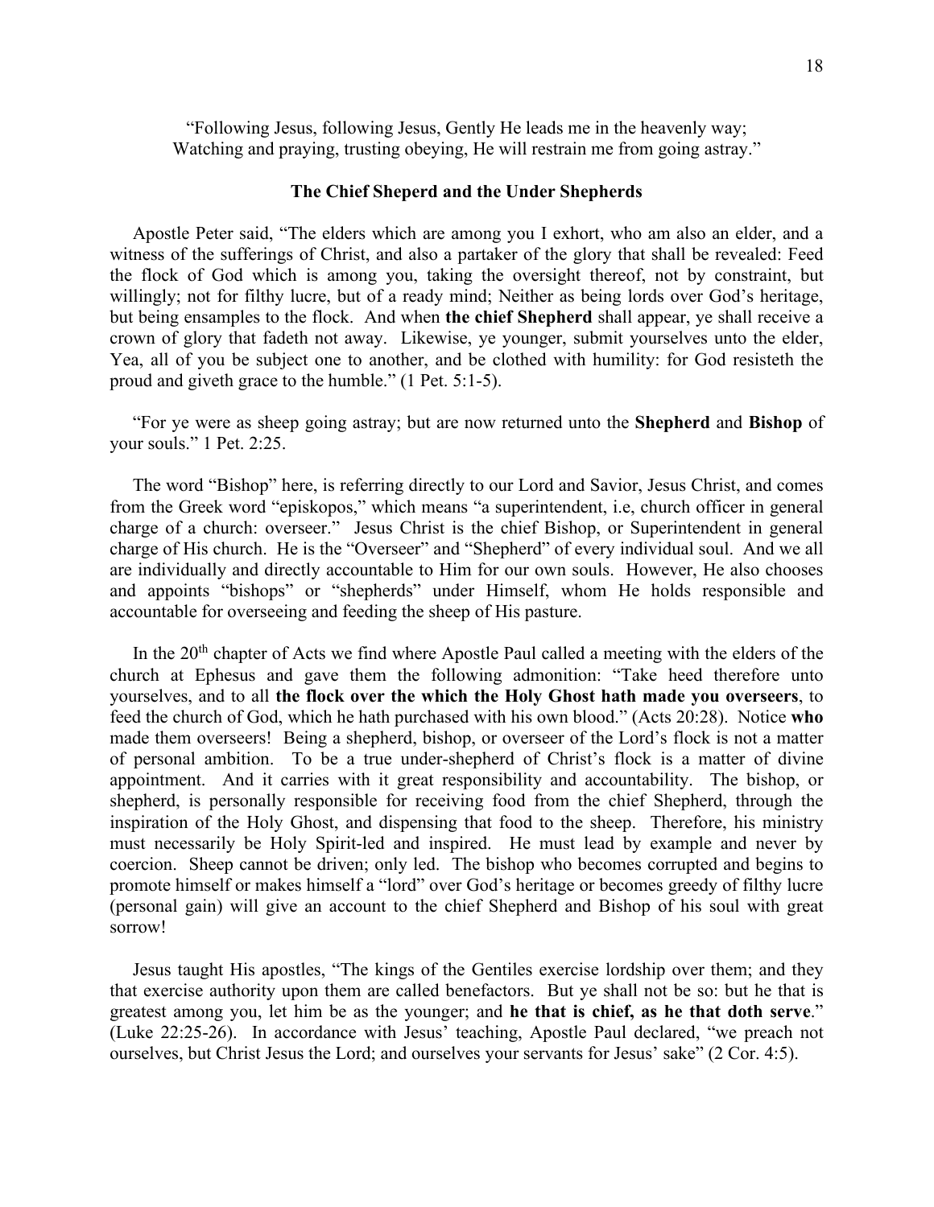"Following Jesus, following Jesus, Gently He leads me in the heavenly way;
Watching and praying, trusting obeying, He will restrain me from going astray."

### The Chief Sheperd and the Under Shepherds

Apostle Peter said, "The elders which are among you I exhort, who am also an elder, and a witness of the sufferings of Christ, and also a partaker of the glory that shall be revealed: Feed the flock of God which is among you, taking the oversight thereof, not by constraint, but willingly; not for filthy lucre, but of a ready mind; Neither as being lords over God's heritage, but being ensamples to the flock. And when **the chief Shepherd** shall appear, ye shall receive a crown of glory that fadeth not away. Likewise, ye younger, submit yourselves unto the elder, Yea, all of you be subject one to another, and be clothed with humility: for God resisteth the proud and giveth grace to the humble." (1 Pet. 5:1-5).

"For ye were as sheep going astray; but are now returned unto the **Shepherd** and **Bishop** of your souls." 1 Pet. 2:25.

The word "Bishop" here, is referring directly to our Lord and Savior, Jesus Christ, and comes from the Greek word "episkopos," which means "a superintendent, i.e, church officer in general charge of a church: overseer." Jesus Christ is the chief Bishop, or Superintendent in general charge of His church. He is the "Overseer" and "Shepherd" of every individual soul. And we all are individually and directly accountable to Him for our own souls. However, He also chooses and appoints "bishops" or "shepherds" under Himself, whom He holds responsible and accountable for overseeing and feeding the sheep of His pasture.

In the 20th chapter of Acts we find where Apostle Paul called a meeting with the elders of the church at Ephesus and gave them the following admonition: "Take heed therefore unto yourselves, and to all **the flock over the which the Holy Ghost hath made you overseers**, to feed the church of God, which he hath purchased with his own blood." (Acts 20:28). Notice **who** made them overseers! Being a shepherd, bishop, or overseer of the Lord's flock is not a matter of personal ambition. To be a true under-shepherd of Christ's flock is a matter of divine appointment. And it carries with it great responsibility and accountability. The bishop, or shepherd, is personally responsible for receiving food from the chief Shepherd, through the inspiration of the Holy Ghost, and dispensing that food to the sheep. Therefore, his ministry must necessarily be Holy Spirit-led and inspired. He must lead by example and never by coercion. Sheep cannot be driven; only led. The bishop who becomes corrupted and begins to promote himself or makes himself a "lord" over God's heritage or becomes greedy of filthy lucre (personal gain) will give an account to the chief Shepherd and Bishop of his soul with great sorrow!

Jesus taught His apostles, "The kings of the Gentiles exercise lordship over them; and they that exercise authority upon them are called benefactors. But ye shall not be so: but he that is greatest among you, let him be as the younger; and **he that is chief, as he that doth serve**." (Luke 22:25-26). In accordance with Jesus' teaching, Apostle Paul declared, "we preach not ourselves, but Christ Jesus the Lord; and ourselves your servants for Jesus' sake" (2 Cor. 4:5).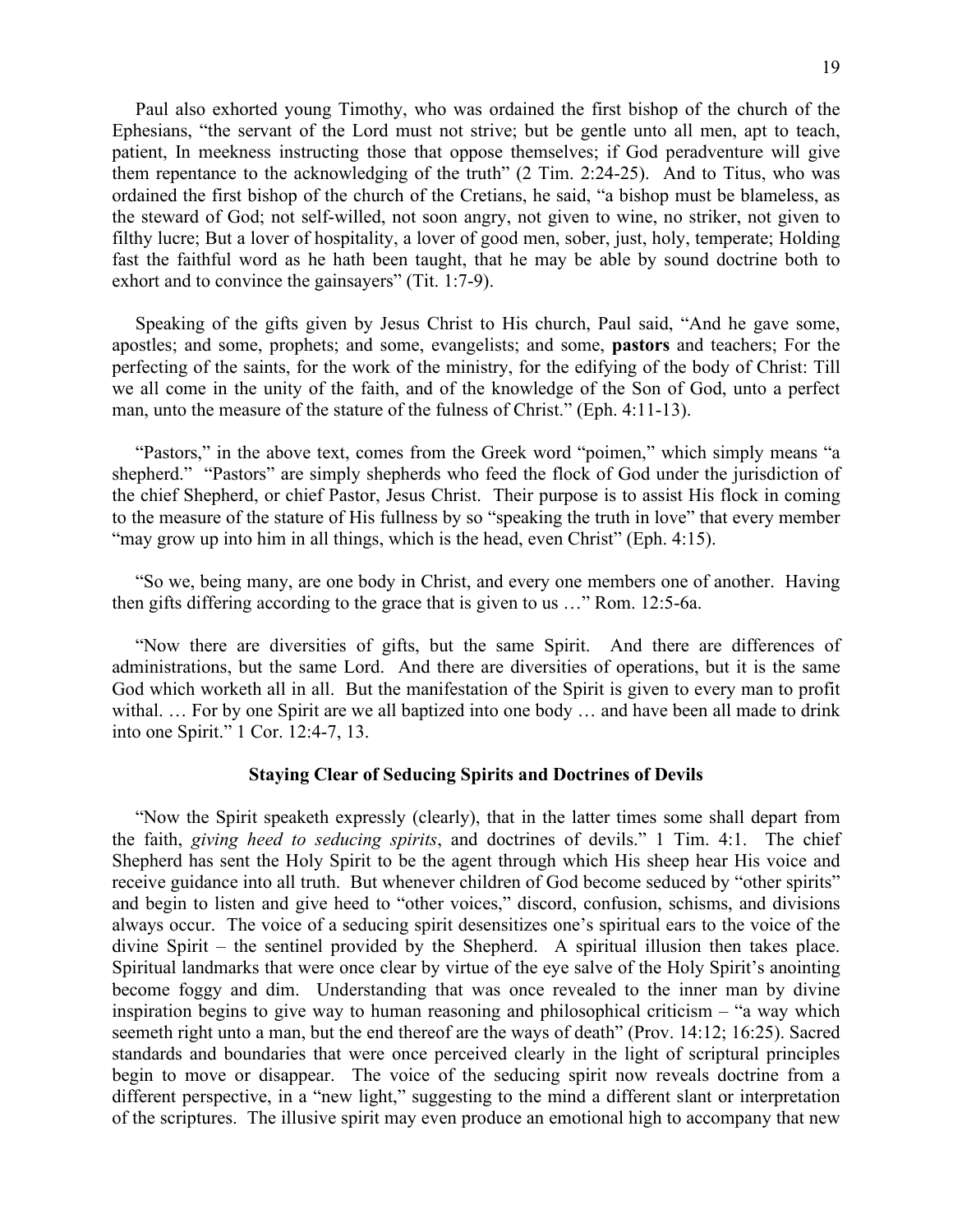Paul also exhorted young Timothy, who was ordained the first bishop of the church of the Ephesians, "the servant of the Lord must not strive; but be gentle unto all men, apt to teach, patient, In meekness instructing those that oppose themselves; if God peradventure will give them repentance to the acknowledging of the truth" (2 Tim. 2:24-25). And to Titus, who was ordained the first bishop of the church of the Cretians, he said, "a bishop must be blameless, as the steward of God; not self-willed, not soon angry, not given to wine, no striker, not given to filthy lucre; But a lover of hospitality, a lover of good men, sober, just, holy, temperate; Holding fast the faithful word as he hath been taught, that he may be able by sound doctrine both to exhort and to convince the gainsayers" (Tit. 1:7-9).

Speaking of the gifts given by Jesus Christ to His church, Paul said, "And he gave some, apostles; and some, prophets; and some, evangelists; and some, **pastors** and teachers; For the perfecting of the saints, for the work of the ministry, for the edifying of the body of Christ: Till we all come in the unity of the faith, and of the knowledge of the Son of God, unto a perfect man, unto the measure of the stature of the fulness of Christ." (Eph. 4:11-13).

"Pastors," in the above text, comes from the Greek word "poimen," which simply means "a shepherd." "Pastors" are simply shepherds who feed the flock of God under the jurisdiction of the chief Shepherd, or chief Pastor, Jesus Christ. Their purpose is to assist His flock in coming to the measure of the stature of His fullness by so "speaking the truth in love" that every member "may grow up into him in all things, which is the head, even Christ" (Eph. 4:15).

"So we, being many, are one body in Christ, and every one members one of another. Having then gifts differing according to the grace that is given to us …" Rom. 12:5-6a.

"Now there are diversities of gifts, but the same Spirit. And there are differences of administrations, but the same Lord. And there are diversities of operations, but it is the same God which worketh all in all. But the manifestation of the Spirit is given to every man to profit withal. … For by one Spirit are we all baptized into one body … and have been all made to drink into one Spirit." 1 Cor. 12:4-7, 13.

### Staying Clear of Seducing Spirits and Doctrines of Devils

"Now the Spirit speaketh expressly (clearly), that in the latter times some shall depart from the faith, *giving heed to seducing spirits*, and doctrines of devils." 1 Tim. 4:1. The chief Shepherd has sent the Holy Spirit to be the agent through which His sheep hear His voice and receive guidance into all truth. But whenever children of God become seduced by "other spirits" and begin to listen and give heed to "other voices," discord, confusion, schisms, and divisions always occur. The voice of a seducing spirit desensitizes one's spiritual ears to the voice of the divine Spirit – the sentinel provided by the Shepherd. A spiritual illusion then takes place. Spiritual landmarks that were once clear by virtue of the eye salve of the Holy Spirit's anointing become foggy and dim. Understanding that was once revealed to the inner man by divine inspiration begins to give way to human reasoning and philosophical criticism – "a way which seemeth right unto a man, but the end thereof are the ways of death" (Prov. 14:12; 16:25). Sacred standards and boundaries that were once perceived clearly in the light of scriptural principles begin to move or disappear. The voice of the seducing spirit now reveals doctrine from a different perspective, in a "new light," suggesting to the mind a different slant or interpretation of the scriptures. The illusive spirit may even produce an emotional high to accompany that new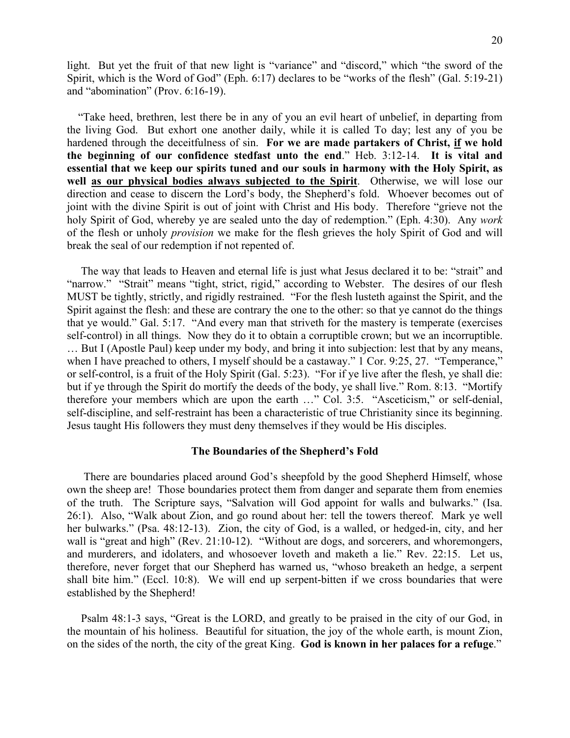light. But yet the fruit of that new light is "variance" and "discord," which "the sword of the Spirit, which is the Word of God" (Eph. 6:17) declares to be "works of the flesh" (Gal. 5:19-21) and "abomination" (Prov. 6:16-19).

"Take heed, brethren, lest there be in any of you an evil heart of unbelief, in departing from the living God. But exhort one another daily, while it is called To day; lest any of you be hardened through the deceitfulness of sin. **For we are made partakers of Christ, <u>if</u> we hold the beginning of our confidence stedfast unto the end**." Heb. 3:12-14. **It is vital and essential that we keep our spirits tuned and our souls in harmony with the Holy Spirit, as well <u>as our physical bodies always subjected to the Spirit</u>**. Otherwise, we will lose our direction and cease to discern the Lord's body, the Shepherd's fold. Whoever becomes out of joint with the divine Spirit is out of joint with Christ and His body. Therefore "grieve not the holy Spirit of God, whereby ye are sealed unto the day of redemption." (Eph. 4:30). Any *work* of the flesh or unholy *provision* we make for the flesh grieves the holy Spirit of God and will break the seal of our redemption if not repented of.

The way that leads to Heaven and eternal life is just what Jesus declared it to be: "strait" and "narrow." "Strait" means "tight, strict, rigid," according to Webster. The desires of our flesh MUST be tightly, strictly, and rigidly restrained. "For the flesh lusteth against the Spirit, and the Spirit against the flesh: and these are contrary the one to the other: so that ye cannot do the things that ye would." Gal. 5:17. "And every man that striveth for the mastery is temperate (exercises self-control) in all things. Now they do it to obtain a corruptible crown; but we an incorruptible. … But I (Apostle Paul) keep under my body, and bring it into subjection: lest that by any means, when I have preached to others, I myself should be a castaway." 1 Cor. 9:25, 27. "Temperance," or self-control, is a fruit of the Holy Spirit (Gal. 5:23). "For if ye live after the flesh, ye shall die: but if ye through the Spirit do mortify the deeds of the body, ye shall live." Rom. 8:13. "Mortify therefore your members which are upon the earth …" Col. 3:5. "Asceticism," or self-denial, self-discipline, and self-restraint has been a characteristic of true Christianity since its beginning. Jesus taught His followers they must deny themselves if they would be His disciples.

### The Boundaries of the Shepherd's Fold

There are boundaries placed around God's sheepfold by the good Shepherd Himself, whose own the sheep are! Those boundaries protect them from danger and separate them from enemies of the truth. The Scripture says, "Salvation will God appoint for walls and bulwarks." (Isa. 26:1). Also, "Walk about Zion, and go round about her: tell the towers thereof. Mark ye well her bulwarks." (Psa. 48:12-13). Zion, the city of God, is a walled, or hedged-in, city, and her wall is "great and high" (Rev. 21:10-12). "Without are dogs, and sorcerers, and whoremongers, and murderers, and idolaters, and whosoever loveth and maketh a lie." Rev. 22:15. Let us, therefore, never forget that our Shepherd has warned us, "whoso breaketh an hedge, a serpent shall bite him." (Eccl. 10:8). We will end up serpent-bitten if we cross boundaries that were established by the Shepherd!

Psalm 48:1-3 says, "Great is the LORD, and greatly to be praised in the city of our God, in the mountain of his holiness. Beautiful for situation, the joy of the whole earth, is mount Zion, on the sides of the north, the city of the great King. **God is known in her palaces for a refuge**."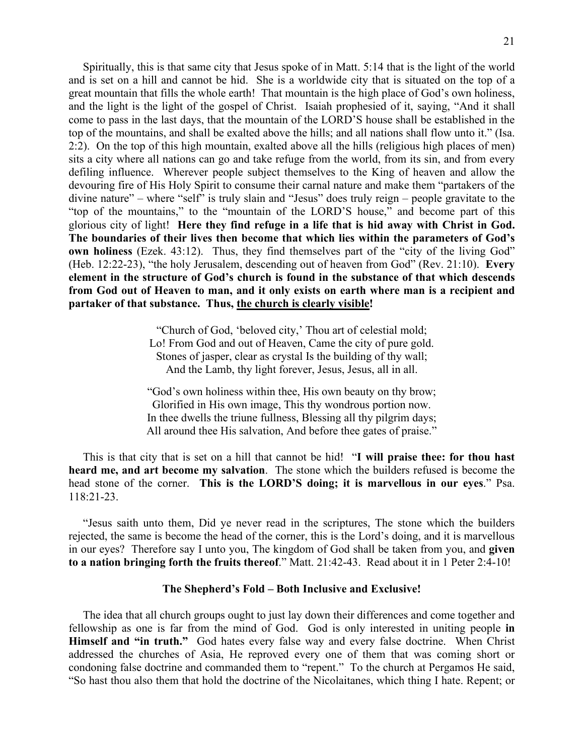Spiritually, this is that same city that Jesus spoke of in Matt. 5:14 that is the light of the world and is set on a hill and cannot be hid. She is a worldwide city that is situated on the top of a great mountain that fills the whole earth! That mountain is the high place of God's own holiness, and the light is the light of the gospel of Christ. Isaiah prophesied of it, saying, "And it shall come to pass in the last days, that the mountain of the LORD'S house shall be established in the top of the mountains, and shall be exalted above the hills; and all nations shall flow unto it." (Isa. 2:2). On the top of this high mountain, exalted above all the hills (religious high places of men) sits a city where all nations can go and take refuge from the world, from its sin, and from every defiling influence. Wherever people subject themselves to the King of heaven and allow the devouring fire of His Holy Spirit to consume their carnal nature and make them "partakers of the divine nature" – where "self" is truly slain and "Jesus" does truly reign – people gravitate to the "top of the mountains," to the "mountain of the LORD'S house," and become part of this glorious city of light! **Here they find refuge in a life that is hid away with Christ in God. The boundaries of their lives then become that which lies within the parameters of God's own holiness** (Ezek. 43:12). Thus, they find themselves part of the "city of the living God" (Heb. 12:22-23), "the holy Jerusalem, descending out of heaven from God" (Rev. 21:10). **Every element in the structure of God's church is found in the substance of that which descends from God out of Heaven to man, and it only exists on earth where man is a recipient and partaker of that substance. Thus, <u>the church is clearly visible</u>!**

"Church of God, 'beloved city,' Thou art of celestial mold;
Lo! From God and out of Heaven, Came the city of pure gold.
Stones of jasper, clear as crystal Is the building of thy wall;
And the Lamb, thy light forever, Jesus, Jesus, all in all.

"God's own holiness within thee, His own beauty on thy brow;
Glorified in His own image, This thy wondrous portion now.
In thee dwells the triune fullness, Blessing all thy pilgrim days;
All around thee His salvation, And before thee gates of praise."

This is that city that is set on a hill that cannot be hid! "**I will praise thee: for thou hast heard me, and art become my salvation**. The stone which the builders refused is become the head stone of the corner. **This is the LORD'S doing; it is marvellous in our eyes**." Psa. 118:21-23.

"Jesus saith unto them, Did ye never read in the scriptures, The stone which the builders rejected, the same is become the head of the corner, this is the Lord's doing, and it is marvellous in our eyes? Therefore say I unto you, The kingdom of God shall be taken from you, and **given to a nation bringing forth the fruits thereof**." Matt. 21:42-43. Read about it in 1 Peter 2:4-10!

### The Shepherd's Fold – Both Inclusive and Exclusive!

The idea that all church groups ought to just lay down their differences and come together and fellowship as one is far from the mind of God. God is only interested in uniting people **in Himself and "in truth."** God hates every false way and every false doctrine. When Christ addressed the churches of Asia, He reproved every one of them that was coming short or condoning false doctrine and commanded them to "repent." To the church at Pergamos He said, "So hast thou also them that hold the doctrine of the Nicolaitanes, which thing I hate. Repent; or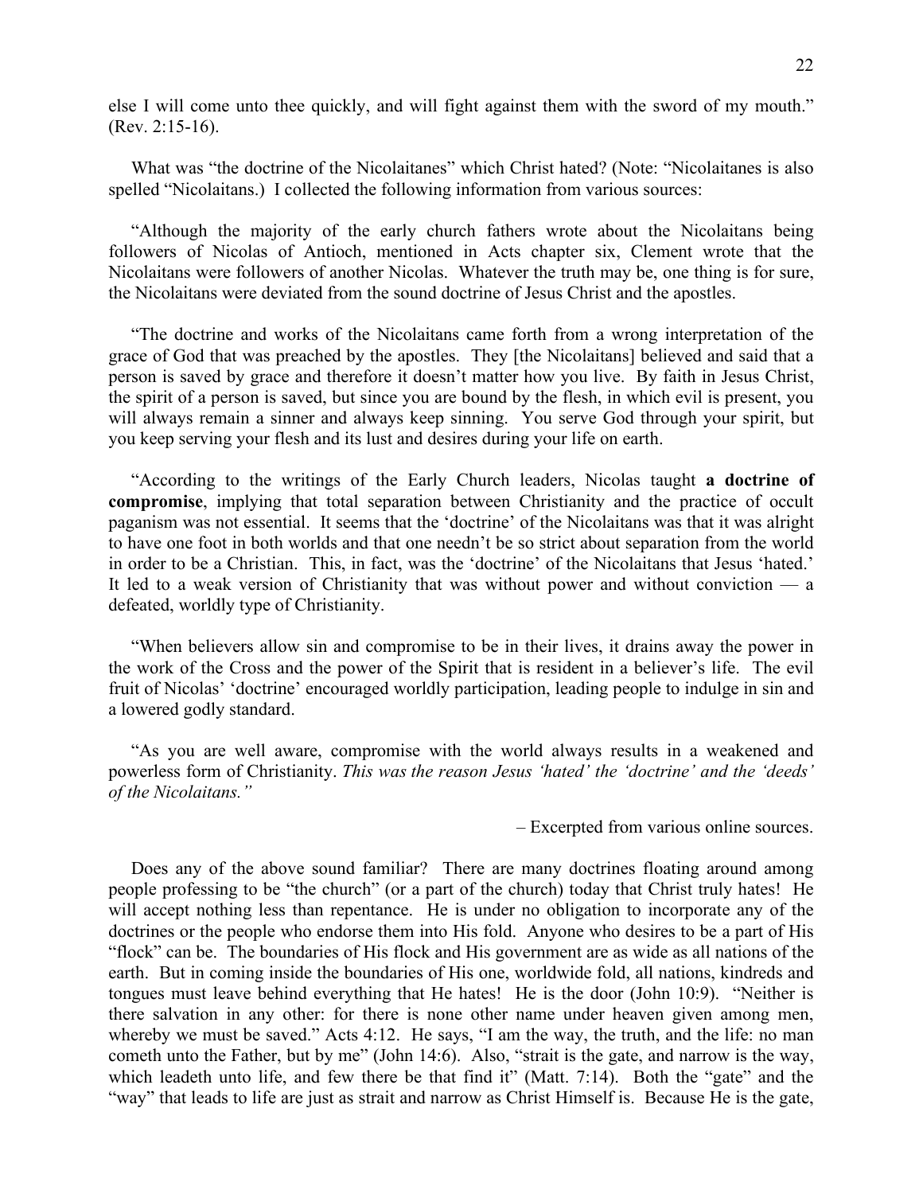else I will come unto thee quickly, and will fight against them with the sword of my mouth." (Rev. 2:15-16).

What was "the doctrine of the Nicolaitanes" which Christ hated? (Note: "Nicolaitanes is also spelled "Nicolaitans.) I collected the following information from various sources:

"Although the majority of the early church fathers wrote about the Nicolaitans being followers of Nicolas of Antioch, mentioned in Acts chapter six, Clement wrote that the Nicolaitans were followers of another Nicolas. Whatever the truth may be, one thing is for sure, the Nicolaitans were deviated from the sound doctrine of Jesus Christ and the apostles.

"The doctrine and works of the Nicolaitans came forth from a wrong interpretation of the grace of God that was preached by the apostles. They [the Nicolaitans] believed and said that a person is saved by grace and therefore it doesn't matter how you live. By faith in Jesus Christ, the spirit of a person is saved, but since you are bound by the flesh, in which evil is present, you will always remain a sinner and always keep sinning. You serve God through your spirit, but you keep serving your flesh and its lust and desires during your life on earth.

"According to the writings of the Early Church leaders, Nicolas taught **a doctrine of compromise**, implying that total separation between Christianity and the practice of occult paganism was not essential. It seems that the 'doctrine' of the Nicolaitans was that it was alright to have one foot in both worlds and that one needn't be so strict about separation from the world in order to be a Christian. This, in fact, was the 'doctrine' of the Nicolaitans that Jesus 'hated.' It led to a weak version of Christianity that was without power and without conviction — a defeated, worldly type of Christianity.

"When believers allow sin and compromise to be in their lives, it drains away the power in the work of the Cross and the power of the Spirit that is resident in a believer's life. The evil fruit of Nicolas' 'doctrine' encouraged worldly participation, leading people to indulge in sin and a lowered godly standard.

"As you are well aware, compromise with the world always results in a weakened and powerless form of Christianity. *This was the reason Jesus 'hated' the 'doctrine' and the 'deeds' of the Nicolaitans."*

– Excerpted from various online sources.

Does any of the above sound familiar? There are many doctrines floating around among people professing to be "the church" (or a part of the church) today that Christ truly hates! He will accept nothing less than repentance. He is under no obligation to incorporate any of the doctrines or the people who endorse them into His fold. Anyone who desires to be a part of His "flock" can be. The boundaries of His flock and His government are as wide as all nations of the earth. But in coming inside the boundaries of His one, worldwide fold, all nations, kindreds and tongues must leave behind everything that He hates! He is the door (John 10:9). "Neither is there salvation in any other: for there is none other name under heaven given among men, whereby we must be saved." Acts 4:12. He says, "I am the way, the truth, and the life: no man cometh unto the Father, but by me" (John 14:6). Also, "strait is the gate, and narrow is the way, which leadeth unto life, and few there be that find it" (Matt. 7:14). Both the "gate" and the "way" that leads to life are just as strait and narrow as Christ Himself is. Because He is the gate,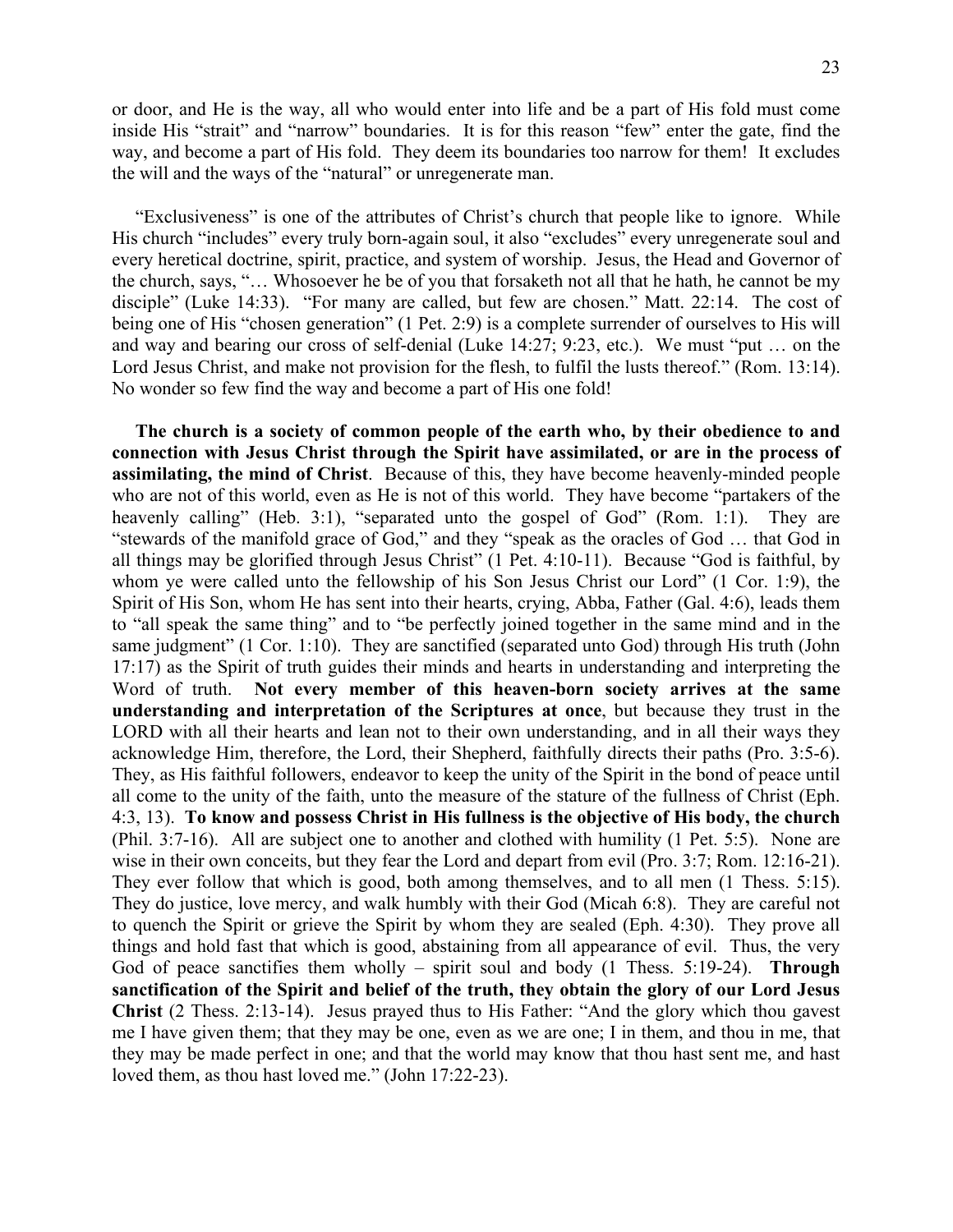or door, and He is the way, all who would enter into life and be a part of His fold must come inside His "strait" and "narrow" boundaries. It is for this reason "few" enter the gate, find the way, and become a part of His fold. They deem its boundaries too narrow for them! It excludes the will and the ways of the "natural" or unregenerate man.

"Exclusiveness" is one of the attributes of Christ's church that people like to ignore. While His church "includes" every truly born-again soul, it also "excludes" every unregenerate soul and every heretical doctrine, spirit, practice, and system of worship. Jesus, the Head and Governor of the church, says, "… Whosoever he be of you that forsaketh not all that he hath, he cannot be my disciple" (Luke 14:33). "For many are called, but few are chosen." Matt. 22:14. The cost of being one of His "chosen generation" (1 Pet. 2:9) is a complete surrender of ourselves to His will and way and bearing our cross of self-denial (Luke 14:27; 9:23, etc.). We must "put … on the Lord Jesus Christ, and make not provision for the flesh, to fulfil the lusts thereof." (Rom. 13:14). No wonder so few find the way and become a part of His one fold!

**The church is a society of common people of the earth who, by their obedience to and connection with Jesus Christ through the Spirit have assimilated, or are in the process of assimilating, the mind of Christ**. Because of this, they have become heavenly-minded people who are not of this world, even as He is not of this world. They have become "partakers of the heavenly calling" (Heb. 3:1), "separated unto the gospel of God" (Rom. 1:1). They are "stewards of the manifold grace of God," and they "speak as the oracles of God … that God in all things may be glorified through Jesus Christ" (1 Pet. 4:10-11). Because "God is faithful, by whom ye were called unto the fellowship of his Son Jesus Christ our Lord" (1 Cor. 1:9), the Spirit of His Son, whom He has sent into their hearts, crying, Abba, Father (Gal. 4:6), leads them to "all speak the same thing" and to "be perfectly joined together in the same mind and in the same judgment" (1 Cor. 1:10). They are sanctified (separated unto God) through His truth (John 17:17) as the Spirit of truth guides their minds and hearts in understanding and interpreting the Word of truth. **Not every member of this heaven-born society arrives at the same understanding and interpretation of the Scriptures at once**, but because they trust in the LORD with all their hearts and lean not to their own understanding, and in all their ways they acknowledge Him, therefore, the Lord, their Shepherd, faithfully directs their paths (Pro. 3:5-6). They, as His faithful followers, endeavor to keep the unity of the Spirit in the bond of peace until all come to the unity of the faith, unto the measure of the stature of the fullness of Christ (Eph. 4:3, 13). **To know and possess Christ in His fullness is the objective of His body, the church** (Phil. 3:7-16). All are subject one to another and clothed with humility (1 Pet. 5:5). None are wise in their own conceits, but they fear the Lord and depart from evil (Pro. 3:7; Rom. 12:16-21). They ever follow that which is good, both among themselves, and to all men (1 Thess. 5:15). They do justice, love mercy, and walk humbly with their God (Micah 6:8). They are careful not to quench the Spirit or grieve the Spirit by whom they are sealed (Eph. 4:30). They prove all things and hold fast that which is good, abstaining from all appearance of evil. Thus, the very God of peace sanctifies them wholly – spirit soul and body (1 Thess. 5:19-24). **Through sanctification of the Spirit and belief of the truth, they obtain the glory of our Lord Jesus Christ** (2 Thess. 2:13-14). Jesus prayed thus to His Father: "And the glory which thou gavest me I have given them; that they may be one, even as we are one; I in them, and thou in me, that they may be made perfect in one; and that the world may know that thou hast sent me, and hast loved them, as thou hast loved me." (John 17:22-23).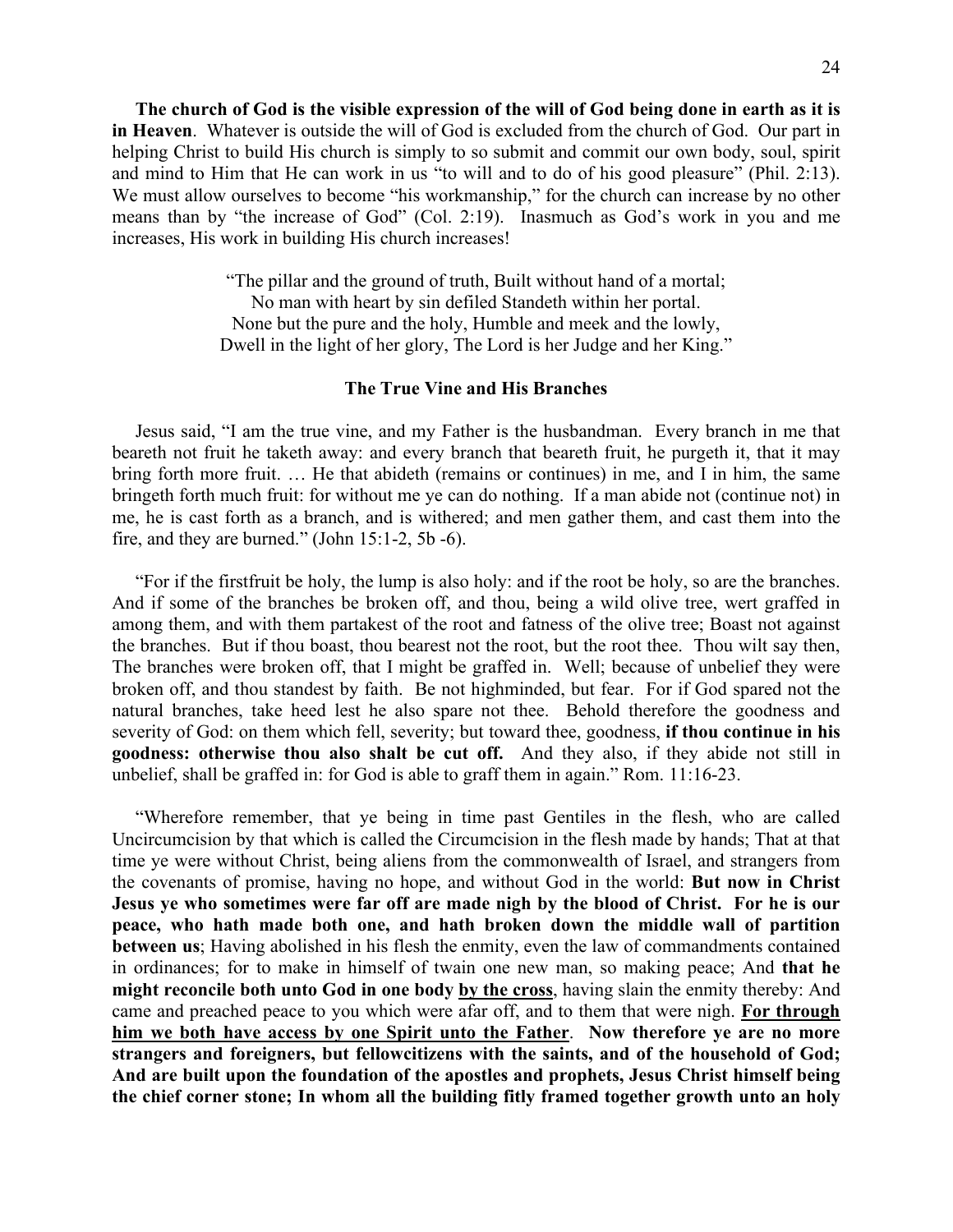**The church of God is the visible expression of the will of God being done in earth as it is in Heaven**. Whatever is outside the will of God is excluded from the church of God. Our part in helping Christ to build His church is simply to so submit and commit our own body, soul, spirit and mind to Him that He can work in us "to will and to do of his good pleasure" (Phil. 2:13). We must allow ourselves to become "his workmanship," for the church can increase by no other means than by "the increase of God" (Col. 2:19). Inasmuch as God's work in you and me increases, His work in building His church increases!

> "The pillar and the ground of truth, Built without hand of a mortal;
> No man with heart by sin defiled Standeth within her portal.
> None but the pure and the holy, Humble and meek and the lowly,
> Dwell in the light of her glory, The Lord is her Judge and her King."

### The True Vine and His Branches

Jesus said, "I am the true vine, and my Father is the husbandman. Every branch in me that beareth not fruit he taketh away: and every branch that beareth fruit, he purgeth it, that it may bring forth more fruit. … He that abideth (remains or continues) in me, and I in him, the same bringeth forth much fruit: for without me ye can do nothing. If a man abide not (continue not) in me, he is cast forth as a branch, and is withered; and men gather them, and cast them into the fire, and they are burned." (John 15:1-2, 5b -6).

"For if the firstfruit be holy, the lump is also holy: and if the root be holy, so are the branches. And if some of the branches be broken off, and thou, being a wild olive tree, wert graffed in among them, and with them partakest of the root and fatness of the olive tree; Boast not against the branches. But if thou boast, thou bearest not the root, but the root thee. Thou wilt say then, The branches were broken off, that I might be graffed in. Well; because of unbelief they were broken off, and thou standest by faith. Be not highminded, but fear. For if God spared not the natural branches, take heed lest he also spare not thee. Behold therefore the goodness and severity of God: on them which fell, severity; but toward thee, goodness, **if thou continue in his goodness: otherwise thou also shalt be cut off.** And they also, if they abide not still in unbelief, shall be graffed in: for God is able to graff them in again." Rom. 11:16-23.

"Wherefore remember, that ye being in time past Gentiles in the flesh, who are called Uncircumcision by that which is called the Circumcision in the flesh made by hands; That at that time ye were without Christ, being aliens from the commonwealth of Israel, and strangers from the covenants of promise, having no hope, and without God in the world: **But now in Christ Jesus ye who sometimes were far off are made nigh by the blood of Christ. For he is our peace, who hath made both one, and hath broken down the middle wall of partition between us**; Having abolished in his flesh the enmity, even the law of commandments contained in ordinances; for to make in himself of twain one new man, so making peace; And **that he might reconcile both unto God in one body <u>by the cross</u>**, having slain the enmity thereby: And came and preached peace to you which were afar off, and to them that were nigh. **<u>For through him we both have access by one Spirit unto the Father</u>. Now therefore ye are no more strangers and foreigners, but fellowcitizens with the saints, and of the household of God; And are built upon the foundation of the apostles and prophets, Jesus Christ himself being the chief corner stone; In whom all the building fitly framed together growth unto an holy**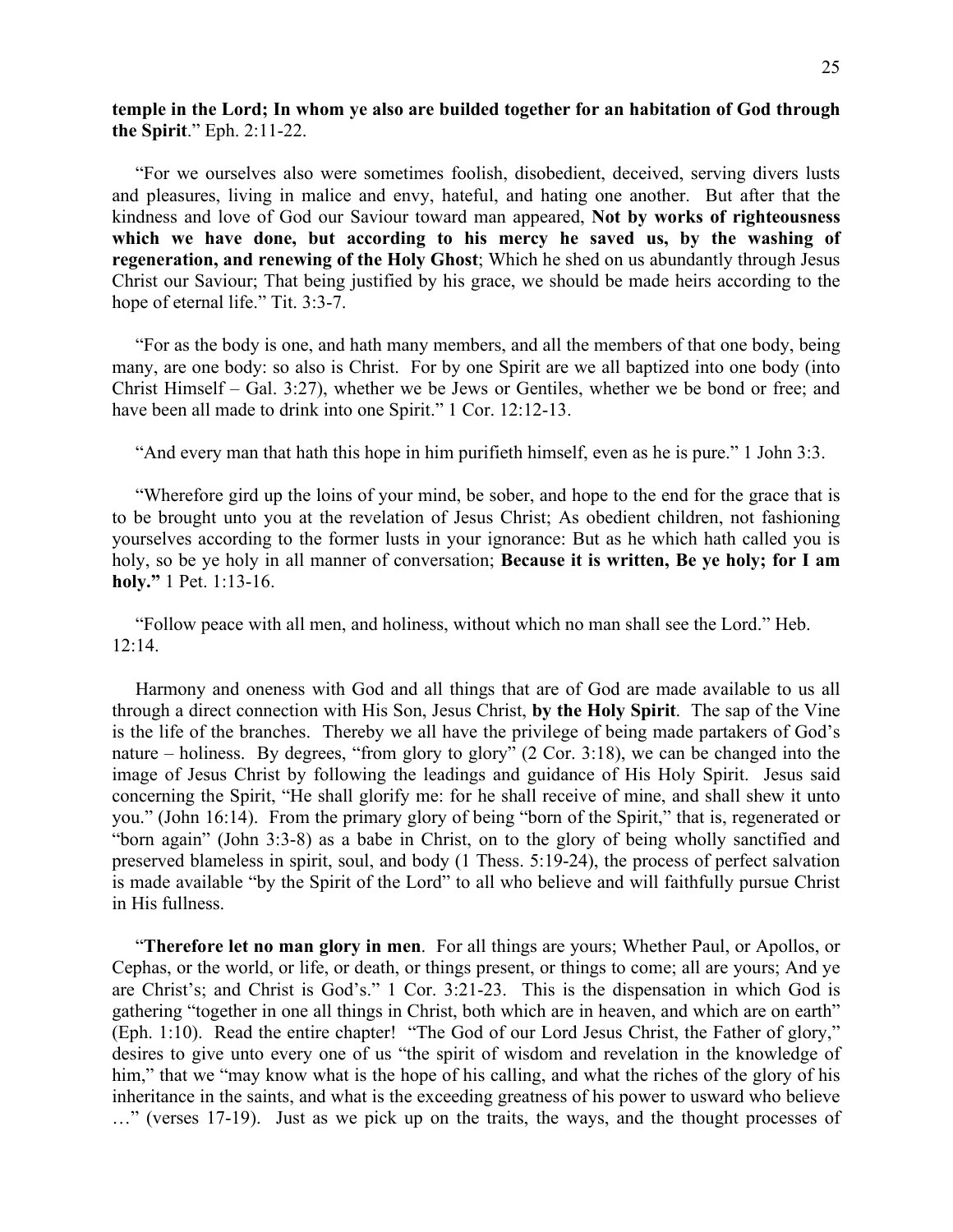**temple in the Lord; In whom ye also are builded together for an habitation of God through the Spirit**." Eph. 2:11-22.

"For we ourselves also were sometimes foolish, disobedient, deceived, serving divers lusts and pleasures, living in malice and envy, hateful, and hating one another. But after that the kindness and love of God our Saviour toward man appeared, **Not by works of righteousness which we have done, but according to his mercy he saved us, by the washing of regeneration, and renewing of the Holy Ghost**; Which he shed on us abundantly through Jesus Christ our Saviour; That being justified by his grace, we should be made heirs according to the hope of eternal life." Tit. 3:3-7.

"For as the body is one, and hath many members, and all the members of that one body, being many, are one body: so also is Christ. For by one Spirit are we all baptized into one body (into Christ Himself – Gal. 3:27), whether we be Jews or Gentiles, whether we be bond or free; and have been all made to drink into one Spirit." 1 Cor. 12:12-13.

"And every man that hath this hope in him purifieth himself, even as he is pure." 1 John 3:3.

"Wherefore gird up the loins of your mind, be sober, and hope to the end for the grace that is to be brought unto you at the revelation of Jesus Christ; As obedient children, not fashioning yourselves according to the former lusts in your ignorance: But as he which hath called you is holy, so be ye holy in all manner of conversation; **Because it is written, Be ye holy; for I am holy."** 1 Pet. 1:13-16.

"Follow peace with all men, and holiness, without which no man shall see the Lord." Heb. 12:14.

Harmony and oneness with God and all things that are of God are made available to us all through a direct connection with His Son, Jesus Christ, **by the Holy Spirit**. The sap of the Vine is the life of the branches. Thereby we all have the privilege of being made partakers of God's nature – holiness. By degrees, "from glory to glory" (2 Cor. 3:18), we can be changed into the image of Jesus Christ by following the leadings and guidance of His Holy Spirit. Jesus said concerning the Spirit, "He shall glorify me: for he shall receive of mine, and shall shew it unto you." (John 16:14). From the primary glory of being "born of the Spirit," that is, regenerated or "born again" (John 3:3-8) as a babe in Christ, on to the glory of being wholly sanctified and preserved blameless in spirit, soul, and body (1 Thess. 5:19-24), the process of perfect salvation is made available "by the Spirit of the Lord" to all who believe and will faithfully pursue Christ in His fullness.

"**Therefore let no man glory in men**. For all things are yours; Whether Paul, or Apollos, or Cephas, or the world, or life, or death, or things present, or things to come; all are yours; And ye are Christ's; and Christ is God's." 1 Cor. 3:21-23. This is the dispensation in which God is gathering "together in one all things in Christ, both which are in heaven, and which are on earth" (Eph. 1:10). Read the entire chapter! "The God of our Lord Jesus Christ, the Father of glory," desires to give unto every one of us "the spirit of wisdom and revelation in the knowledge of him," that we "may know what is the hope of his calling, and what the riches of the glory of his inheritance in the saints, and what is the exceeding greatness of his power to usward who believe …" (verses 17-19). Just as we pick up on the traits, the ways, and the thought processes of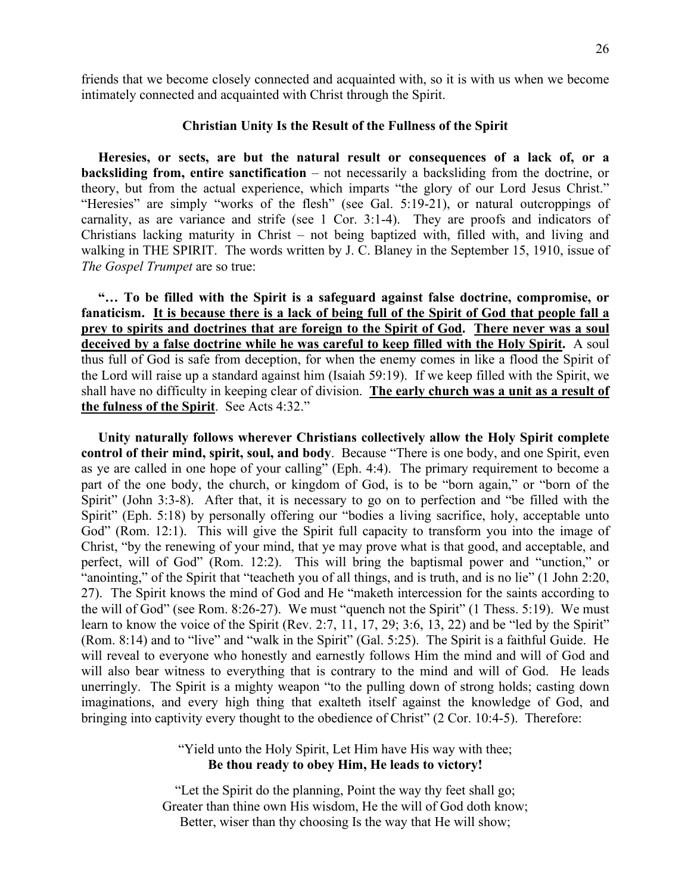friends that we become closely connected and acquainted with, so it is with us when we become intimately connected and acquainted with Christ through the Spirit.

### Christian Unity Is the Result of the Fullness of the Spirit

**Heresies, or sects, are but the natural result or consequences of a lack of, or a backsliding from, entire sanctification** – not necessarily a backsliding from the doctrine, or theory, but from the actual experience, which imparts "the glory of our Lord Jesus Christ." "Heresies" are simply "works of the flesh" (see Gal. 5:19-21), or natural outcroppings of carnality, as are variance and strife (see 1 Cor. 3:1-4). They are proofs and indicators of Christians lacking maturity in Christ – not being baptized with, filled with, and living and walking in THE SPIRIT. The words written by J. C. Blaney in the September 15, 1910, issue of *The Gospel Trumpet* are so true:

**"… To be filled with the Spirit is a safeguard against false doctrine, compromise, or fanaticism. <u>It is because there is a lack of being full of the Spirit of God that people fall a prey to spirits and doctrines that are foreign to the Spirit of God</u>. <u>There never was a soul deceived by a false doctrine while he was careful to keep filled with the Holy Spirit</u>.** A soul thus full of God is safe from deception, for when the enemy comes in like a flood the Spirit of the Lord will raise up a standard against him (Isaiah 59:19). If we keep filled with the Spirit, we shall have no difficulty in keeping clear of division. **<u>The early church was a unit as a result of the fulness of the Spirit</u>**. See Acts 4:32."

**Unity naturally follows wherever Christians collectively allow the Holy Spirit complete control of their mind, spirit, soul, and body**. Because "There is one body, and one Spirit, even as ye are called in one hope of your calling" (Eph. 4:4). The primary requirement to become a part of the one body, the church, or kingdom of God, is to be "born again," or "born of the Spirit" (John 3:3-8). After that, it is necessary to go on to perfection and "be filled with the Spirit" (Eph. 5:18) by personally offering our "bodies a living sacrifice, holy, acceptable unto God" (Rom. 12:1). This will give the Spirit full capacity to transform you into the image of Christ, "by the renewing of your mind, that ye may prove what is that good, and acceptable, and perfect, will of God" (Rom. 12:2). This will bring the baptismal power and "unction," or "anointing," of the Spirit that "teacheth you of all things, and is truth, and is no lie" (1 John 2:20, 27). The Spirit knows the mind of God and He "maketh intercession for the saints according to the will of God" (see Rom. 8:26-27). We must "quench not the Spirit" (1 Thess. 5:19). We must learn to know the voice of the Spirit (Rev. 2:7, 11, 17, 29; 3:6, 13, 22) and be "led by the Spirit" (Rom. 8:14) and to "live" and "walk in the Spirit" (Gal. 5:25). The Spirit is a faithful Guide. He will reveal to everyone who honestly and earnestly follows Him the mind and will of God and will also bear witness to everything that is contrary to the mind and will of God. He leads unerringly. The Spirit is a mighty weapon "to the pulling down of strong holds; casting down imaginations, and every high thing that exalteth itself against the knowledge of God, and bringing into captivity every thought to the obedience of Christ" (2 Cor. 10:4-5). Therefore:

"Yield unto the Holy Spirit, Let Him have His way with thee;
**Be thou ready to obey Him, He leads to victory!**

"Let the Spirit do the planning, Point the way thy feet shall go;
Greater than thine own His wisdom, He the will of God doth know;
Better, wiser than thy choosing Is the way that He will show;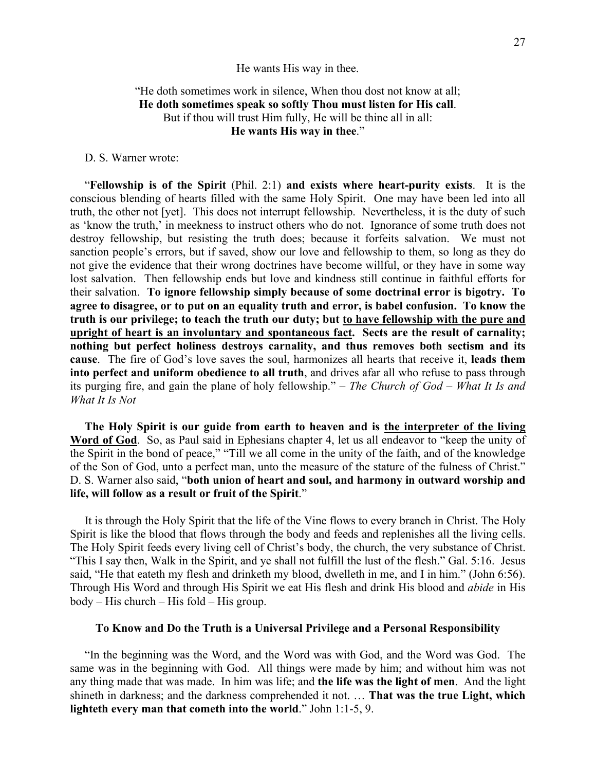He wants His way in thee.

"He doth sometimes work in silence, When thou dost not know at all;
**He doth sometimes speak so softly Thou must listen for His call**.
But if thou will trust Him fully, He will be thine all in all:
**He wants His way in thee**."

D. S. Warner wrote:

"**Fellowship is of the Spirit** (Phil. 2:1) **and exists where heart-purity exists**. It is the conscious blending of hearts filled with the same Holy Spirit. One may have been led into all truth, the other not [yet]. This does not interrupt fellowship. Nevertheless, it is the duty of such as 'know the truth,' in meekness to instruct others who do not. Ignorance of some truth does not destroy fellowship, but resisting the truth does; because it forfeits salvation. We must not sanction people's errors, but if saved, show our love and fellowship to them, so long as they do not give the evidence that their wrong doctrines have become willful, or they have in some way lost salvation. Then fellowship ends but love and kindness still continue in faithful efforts for their salvation. **To ignore fellowship simply because of some doctrinal error is bigotry. To agree to disagree, or to put on an equality truth and error, is babel confusion. To know the truth is our privilege; to teach the truth our duty; but <u>to have fellowship with the pure and upright of heart is an involuntary and spontaneous fact</u>. Sects are the result of carnality; nothing but perfect holiness destroys carnality, and thus removes both sectism and its cause**. The fire of God's love saves the soul, harmonizes all hearts that receive it, **leads them into perfect and uniform obedience to all truth**, and drives afar all who refuse to pass through its purging fire, and gain the plane of holy fellowship." – *The Church of God – What It Is and What It Is Not*

**The Holy Spirit is our guide from earth to heaven and is <u>the interpreter of the living Word of God</u>**. So, as Paul said in Ephesians chapter 4, let us all endeavor to "keep the unity of the Spirit in the bond of peace," "Till we all come in the unity of the faith, and of the knowledge of the Son of God, unto a perfect man, unto the measure of the stature of the fulness of Christ." D. S. Warner also said, "**both union of heart and soul, and harmony in outward worship and life, will follow as a result or fruit of the Spirit**."

It is through the Holy Spirit that the life of the Vine flows to every branch in Christ. The Holy Spirit is like the blood that flows through the body and feeds and replenishes all the living cells. The Holy Spirit feeds every living cell of Christ's body, the church, the very substance of Christ. "This I say then, Walk in the Spirit, and ye shall not fulfill the lust of the flesh." Gal. 5:16. Jesus said, "He that eateth my flesh and drinketh my blood, dwelleth in me, and I in him." (John 6:56). Through His Word and through His Spirit we eat His flesh and drink His blood and *abide* in His body – His church – His fold – His group.

### To Know and Do the Truth is a Universal Privilege and a Personal Responsibility

"In the beginning was the Word, and the Word was with God, and the Word was God. The same was in the beginning with God. All things were made by him; and without him was not any thing made that was made. In him was life; and **the life was the light of men**. And the light shineth in darkness; and the darkness comprehended it not. … **That was the true Light, which lighteth every man that cometh into the world**." John 1:1-5, 9.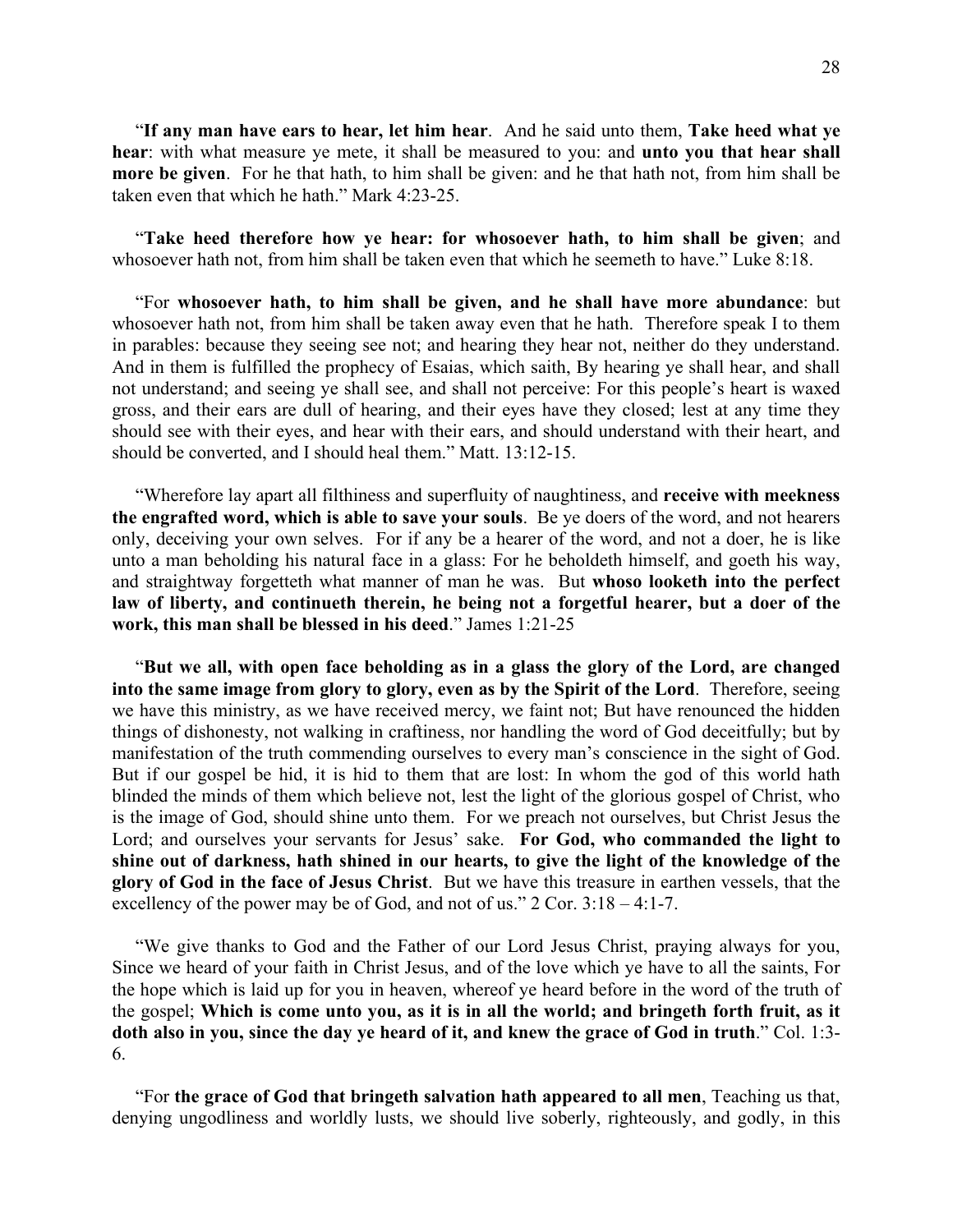"**If any man have ears to hear, let him hear**. And he said unto them, **Take heed what ye hear**: with what measure ye mete, it shall be measured to you: and **unto you that hear shall more be given**. For he that hath, to him shall be given: and he that hath not, from him shall be taken even that which he hath." Mark 4:23-25.

"**Take heed therefore how ye hear: for whosoever hath, to him shall be given**; and whosoever hath not, from him shall be taken even that which he seemeth to have." Luke 8:18.

"For **whosoever hath, to him shall be given, and he shall have more abundance**: but whosoever hath not, from him shall be taken away even that he hath. Therefore speak I to them in parables: because they seeing see not; and hearing they hear not, neither do they understand. And in them is fulfilled the prophecy of Esaias, which saith, By hearing ye shall hear, and shall not understand; and seeing ye shall see, and shall not perceive: For this people's heart is waxed gross, and their ears are dull of hearing, and their eyes have they closed; lest at any time they should see with their eyes, and hear with their ears, and should understand with their heart, and should be converted, and I should heal them." Matt. 13:12-15.

"Wherefore lay apart all filthiness and superfluity of naughtiness, and **receive with meekness the engrafted word, which is able to save your souls**. Be ye doers of the word, and not hearers only, deceiving your own selves. For if any be a hearer of the word, and not a doer, he is like unto a man beholding his natural face in a glass: For he beholdeth himself, and goeth his way, and straightway forgetteth what manner of man he was. But **whoso looketh into the perfect law of liberty, and continueth therein, he being not a forgetful hearer, but a doer of the work, this man shall be blessed in his deed**." James 1:21-25

"**But we all, with open face beholding as in a glass the glory of the Lord, are changed into the same image from glory to glory, even as by the Spirit of the Lord**. Therefore, seeing we have this ministry, as we have received mercy, we faint not; But have renounced the hidden things of dishonesty, not walking in craftiness, nor handling the word of God deceitfully; but by manifestation of the truth commending ourselves to every man's conscience in the sight of God. But if our gospel be hid, it is hid to them that are lost: In whom the god of this world hath blinded the minds of them which believe not, lest the light of the glorious gospel of Christ, who is the image of God, should shine unto them. For we preach not ourselves, but Christ Jesus the Lord; and ourselves your servants for Jesus' sake. **For God, who commanded the light to shine out of darkness, hath shined in our hearts, to give the light of the knowledge of the glory of God in the face of Jesus Christ**. But we have this treasure in earthen vessels, that the excellency of the power may be of God, and not of us." 2 Cor. 3:18 – 4:1-7.

"We give thanks to God and the Father of our Lord Jesus Christ, praying always for you, Since we heard of your faith in Christ Jesus, and of the love which ye have to all the saints, For the hope which is laid up for you in heaven, whereof ye heard before in the word of the truth of the gospel; **Which is come unto you, as it is in all the world; and bringeth forth fruit, as it doth also in you, since the day ye heard of it, and knew the grace of God in truth**." Col. 1:3-6.

"For **the grace of God that bringeth salvation hath appeared to all men**, Teaching us that, denying ungodliness and worldly lusts, we should live soberly, righteously, and godly, in this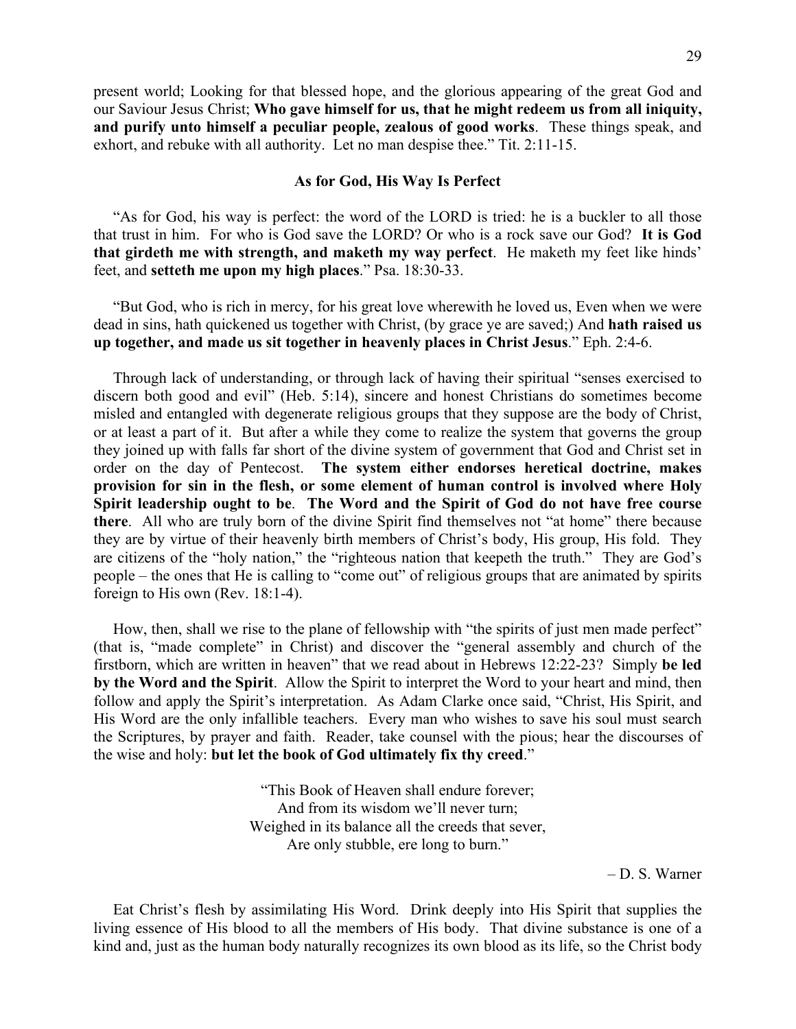present world; Looking for that blessed hope, and the glorious appearing of the great God and our Saviour Jesus Christ; **Who gave himself for us, that he might redeem us from all iniquity, and purify unto himself a peculiar people, zealous of good works**. These things speak, and exhort, and rebuke with all authority. Let no man despise thee." Tit. 2:11-15.

### As for God, His Way Is Perfect

"As for God, his way is perfect: the word of the LORD is tried: he is a buckler to all those that trust in him. For who is God save the LORD? Or who is a rock save our God? **It is God that girdeth me with strength, and maketh my way perfect**. He maketh my feet like hinds' feet, and **setteth me upon my high places**." Psa. 18:30-33.

"But God, who is rich in mercy, for his great love wherewith he loved us, Even when we were dead in sins, hath quickened us together with Christ, (by grace ye are saved;) And **hath raised us up together, and made us sit together in heavenly places in Christ Jesus**." Eph. 2:4-6.

Through lack of understanding, or through lack of having their spiritual "senses exercised to discern both good and evil" (Heb. 5:14), sincere and honest Christians do sometimes become misled and entangled with degenerate religious groups that they suppose are the body of Christ, or at least a part of it. But after a while they come to realize the system that governs the group they joined up with falls far short of the divine system of government that God and Christ set in order on the day of Pentecost. **The system either endorses heretical doctrine, makes provision for sin in the flesh, or some element of human control is involved where Holy Spirit leadership ought to be**. **The Word and the Spirit of God do not have free course there**. All who are truly born of the divine Spirit find themselves not "at home" there because they are by virtue of their heavenly birth members of Christ's body, His group, His fold. They are citizens of the "holy nation," the "righteous nation that keepeth the truth." They are God's people – the ones that He is calling to "come out" of religious groups that are animated by spirits foreign to His own (Rev. 18:1-4).

How, then, shall we rise to the plane of fellowship with "the spirits of just men made perfect" (that is, "made complete" in Christ) and discover the "general assembly and church of the firstborn, which are written in heaven" that we read about in Hebrews 12:22-23? Simply **be led by the Word and the Spirit**. Allow the Spirit to interpret the Word to your heart and mind, then follow and apply the Spirit's interpretation. As Adam Clarke once said, "Christ, His Spirit, and His Word are the only infallible teachers. Every man who wishes to save his soul must search the Scriptures, by prayer and faith. Reader, take counsel with the pious; hear the discourses of the wise and holy: **but let the book of God ultimately fix thy creed**."

"This Book of Heaven shall endure forever;
And from its wisdom we'll never turn;
Weighed in its balance all the creeds that sever,
Are only stubble, ere long to burn."

– D. S. Warner

Eat Christ's flesh by assimilating His Word. Drink deeply into His Spirit that supplies the living essence of His blood to all the members of His body. That divine substance is one of a kind and, just as the human body naturally recognizes its own blood as its life, so the Christ body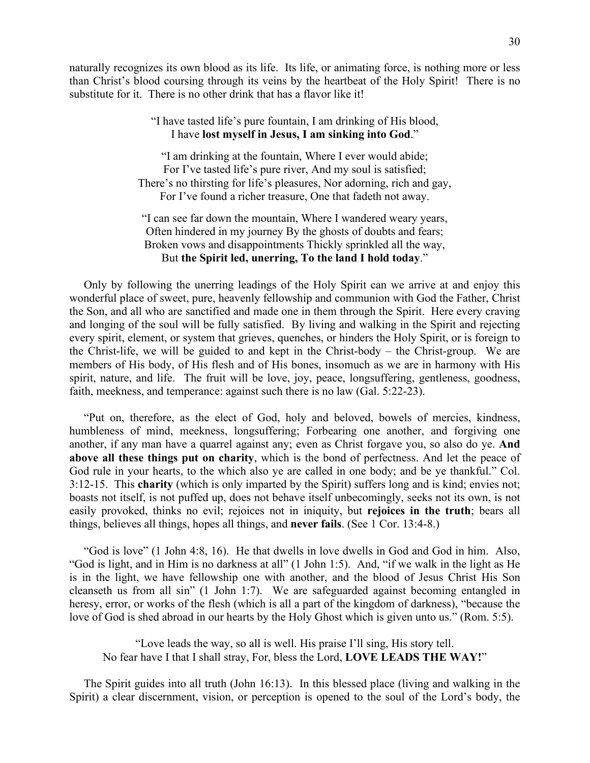naturally recognizes its own blood as its life. Its life, or animating force, is nothing more or less than Christ's blood coursing through its veins by the heartbeat of the Holy Spirit! There is no substitute for it. There is no other drink that has a flavor like it!

> "I have tasted life's pure fountain, I am drinking of His blood,
> I have **lost myself in Jesus, I am sinking into God**."
>
> "I am drinking at the fountain, Where I ever would abide;
> For I've tasted life's pure river, And my soul is satisfied;
> There's no thirsting for life's pleasures, Nor adorning, rich and gay,
> For I've found a richer treasure, One that fadeth not away.
>
> "I can see far down the mountain, Where I wandered weary years,
> Often hindered in my journey By the ghosts of doubts and fears;
> Broken vows and disappointments Thickly sprinkled all the way,
> But **the Spirit led, unerring, To the land I hold today**."

Only by following the unerring leadings of the Holy Spirit can we arrive at and enjoy this wonderful place of sweet, pure, heavenly fellowship and communion with God the Father, Christ the Son, and all who are sanctified and made one in them through the Spirit. Here every craving and longing of the soul will be fully satisfied. By living and walking in the Spirit and rejecting every spirit, element, or system that grieves, quenches, or hinders the Holy Spirit, or is foreign to the Christ-life, we will be guided to and kept in the Christ-body – the Christ-group. We are members of His body, of His flesh and of His bones, insomuch as we are in harmony with His spirit, nature, and life. The fruit will be love, joy, peace, longsuffering, gentleness, goodness, faith, meekness, and temperance: against such there is no law (Gal. 5:22-23).

"Put on, therefore, as the elect of God, holy and beloved, bowels of mercies, kindness, humbleness of mind, meekness, longsuffering; Forbearing one another, and forgiving one another, if any man have a quarrel against any; even as Christ forgave you, so also do ye. **And above all these things put on charity**, which is the bond of perfectness. And let the peace of God rule in your hearts, to the which also ye are called in one body; and be ye thankful." Col. 3:12-15. This **charity** (which is only imparted by the Spirit) suffers long and is kind; envies not; boasts not itself, is not puffed up, does not behave itself unbecomingly, seeks not its own, is not easily provoked, thinks no evil; rejoices not in iniquity, but **rejoices in the truth**; bears all things, believes all things, hopes all things, and **never fails**. (See 1 Cor. 13:4-8.)

"God is love" (1 John 4:8, 16). He that dwells in love dwells in God and God in him. Also, "God is light, and in Him is no darkness at all" (1 John 1:5). And, "if we walk in the light as He is in the light, we have fellowship one with another, and the blood of Jesus Christ His Son cleanseth us from all sin" (1 John 1:7). We are safeguarded against becoming entangled in heresy, error, or works of the flesh (which is all a part of the kingdom of darkness), "because the love of God is shed abroad in our hearts by the Holy Ghost which is given unto us." (Rom. 5:5).

> "Love leads the way, so all is well. His praise I'll sing, His story tell.
> No fear have I that I shall stray, For, bless the Lord, **LOVE LEADS THE WAY!**"

The Spirit guides into all truth (John 16:13). In this blessed place (living and walking in the Spirit) a clear discernment, vision, or perception is opened to the soul of the Lord's body, the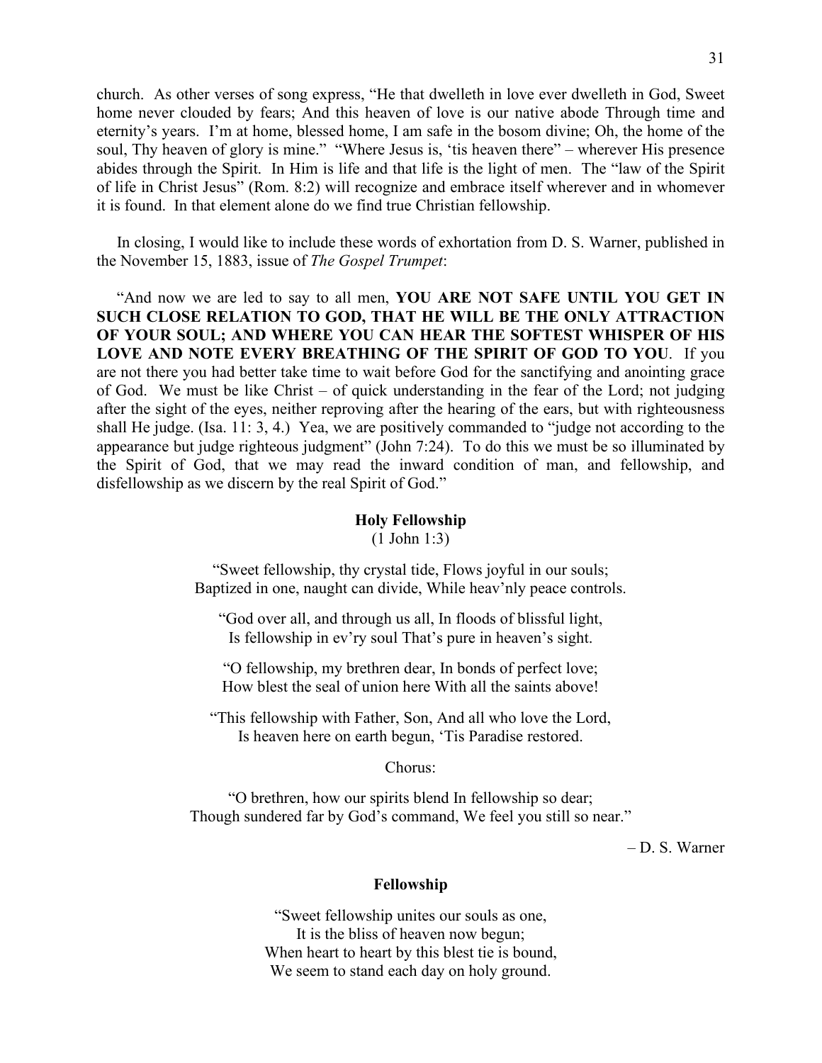church. As other verses of song express, "He that dwelleth in love ever dwelleth in God, Sweet home never clouded by fears; And this heaven of love is our native abode Through time and eternity's years. I'm at home, blessed home, I am safe in the bosom divine; Oh, the home of the soul, Thy heaven of glory is mine." "Where Jesus is, 'tis heaven there" – wherever His presence abides through the Spirit. In Him is life and that life is the light of men. The "law of the Spirit of life in Christ Jesus" (Rom. 8:2) will recognize and embrace itself wherever and in whomever it is found. In that element alone do we find true Christian fellowship.

In closing, I would like to include these words of exhortation from D. S. Warner, published in the November 15, 1883, issue of *The Gospel Trumpet*:

"And now we are led to say to all men, **YOU ARE NOT SAFE UNTIL YOU GET IN SUCH CLOSE RELATION TO GOD, THAT HE WILL BE THE ONLY ATTRACTION OF YOUR SOUL; AND WHERE YOU CAN HEAR THE SOFTEST WHISPER OF HIS LOVE AND NOTE EVERY BREATHING OF THE SPIRIT OF GOD TO YOU**. If you are not there you had better take time to wait before God for the sanctifying and anointing grace of God. We must be like Christ – of quick understanding in the fear of the Lord; not judging after the sight of the eyes, neither reproving after the hearing of the ears, but with righteousness shall He judge. (Isa. 11: 3, 4.) Yea, we are positively commanded to "judge not according to the appearance but judge righteous judgment" (John 7:24). To do this we must be so illuminated by the Spirit of God, that we may read the inward condition of man, and fellowship, and disfellowship as we discern by the real Spirit of God."

**Holy Fellowship**

(1 John 1:3)

"Sweet fellowship, thy crystal tide, Flows joyful in our souls;
Baptized in one, naught can divide, While heav'nly peace controls.

"God over all, and through us all, In floods of blissful light,
Is fellowship in ev'ry soul That's pure in heaven's sight.

"O fellowship, my brethren dear, In bonds of perfect love;
How blest the seal of union here With all the saints above!

"This fellowship with Father, Son, And all who love the Lord,
Is heaven here on earth begun, 'Tis Paradise restored.

Chorus:

"O brethren, how our spirits blend In fellowship so dear;
Though sundered far by God's command, We feel you still so near."

– D. S. Warner

**Fellowship**

"Sweet fellowship unites our souls as one,
It is the bliss of heaven now begun;
When heart to heart by this blest tie is bound,
We seem to stand each day on holy ground.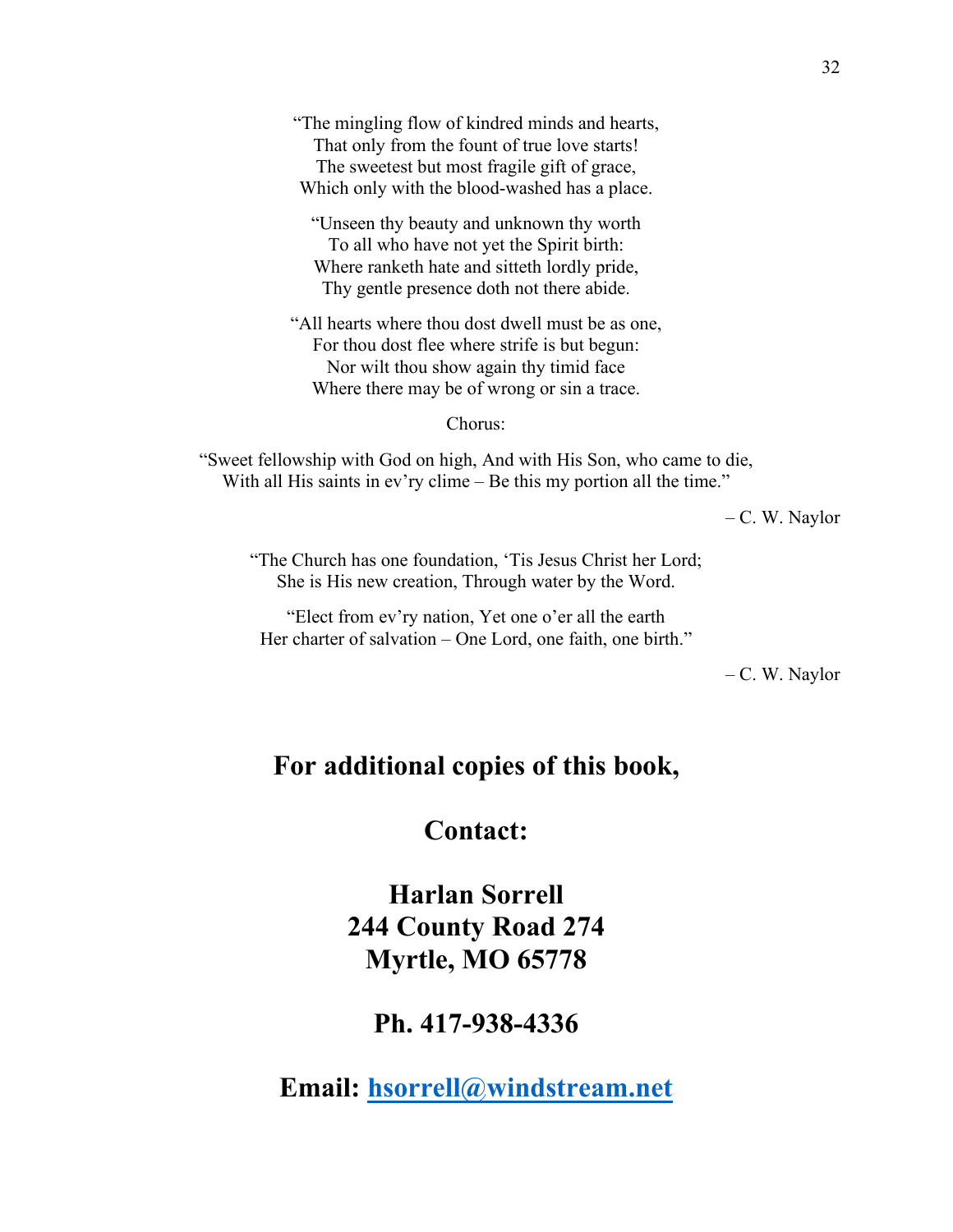"The mingling flow of kindred minds and hearts,  
That only from the fount of true love starts!  
The sweetest but most fragile gift of grace,  
Which only with the blood-washed has a place.

"Unseen thy beauty and unknown thy worth  
To all who have not yet the Spirit birth:  
Where ranketh hate and sitteth lordly pride,  
Thy gentle presence doth not there abide.

"All hearts where thou dost dwell must be as one,  
For thou dost flee where strife is but begun:  
Nor wilt thou show again thy timid face  
Where there may be of wrong or sin a trace.

Chorus:

"Sweet fellowship with God on high, And with His Son, who came to die,  
With all His saints in ev'ry clime – Be this my portion all the time."

– C. W. Naylor

"The Church has one foundation, 'Tis Jesus Christ her Lord;  
She is His new creation, Through water by the Word.

"Elect from ev'ry nation, Yet one o'er all the earth  
Her charter of salvation – One Lord, one faith, one birth."

– C. W. Naylor

## For additional copies of this book,

## Contact:

## Harlan Sorrell
## 244 County Road 274
## Myrtle, MO 65778

## Ph. 417-938-4336

## Email: hsorrell@windstream.net